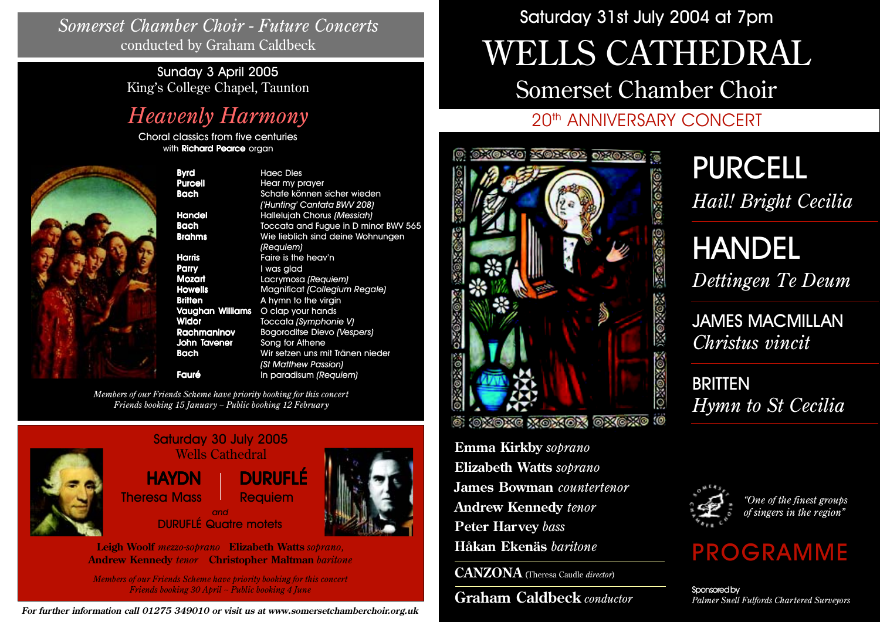## Somerset Chamber Choir - Future Concerts

conducted by Graham Caldbeck

Sunday 3 April 2005
King's College Chapel, Taunton

### *Heavenly Harmony*

Choral classics from five centuries
with **Richard Pearce** organ

| | |
|---|---|
| **Byrd** | Haec Dies |
| **Purcell** | Hear my prayer |
| **Bach** | Schafe können sicher wieden *('Hunting' Cantata BWV 208)* |
| **Handel** | Hallelujah Chorus *(Messiah)* |
| **Bach** | Toccata and Fugue in D minor BWV 565 |
| **Brahms** | Wie lieblich sind deine Wohnungen *(Requiem)* |
| **Harris** | Faire is the heav'n |
| **Parry** | I was glad |
| **Mozart** | Lacrymosa *(Requiem)* |
| **Howells** | Magnificat *(Collegium Regale)* |
| **Britten** | A hymn to the virgin |
| **Vaughan Williams** | O clap your hands |
| **Widor** | Toccata *(Symphonie V)* |
| **Rachmaninov** | Bogoroditse Dievo *(Vespers)* |
| **John Tavener** | Song for Athene |
| **Bach** | Wir setzen uns mit Tränen nieder *(St Matthew Passion)* |
| **Fauré** | In paradisum *(Requiem)* |

*Members of our Friends Scheme have priority booking for this concert*
*Friends booking 15 January ~ Public booking 12 February*

Saturday 30 July 2005
Wells Cathedral

**HAYDN** Theresa Mass | **DURUFLÉ** Requiem

*and*

DURUFLÉ Quatre motets

**Leigh Woolf** *mezzo-soprano* **Elizabeth Watts** *soprano,*
**Andrew Kennedy** *tenor* **Christopher Maltman** *baritone*

*Members of our Friends Scheme have priority booking for this concert*
*Friends booking 30 April ~ Public booking 4 June*

***For further information call 01275 349010 or visit us at www.somersetchamberchoir.org.uk***

---

Saturday 31st July 2004 at 7pm

# WELLS CATHEDRAL

## Somerset Chamber Choir

### 20th ANNIVERSARY CONCERT

**PURCELL**
*Hail! Bright Cecilia*

**HANDEL**
*Dettingen Te Deum*

**JAMES MACMILLAN**
*Christus vincit*

**BRITTEN**
*Hymn to St Cecilia*

**Emma Kirkby** *soprano*
**Elizabeth Watts** *soprano*
**James Bowman** *countertenor*
**Andrew Kennedy** *tenor*
**Peter Harvey** *bass*
**Håkan Ekenäs** *baritone*

**CANZONA** (Theresa Caudle *director*)

**Graham Caldbeck** *conductor*

*"One of the finest groups of singers in the region"*

## PROGRAMME

Sponsored by
*Palmer Snell Fulfords Chartered Surveyors*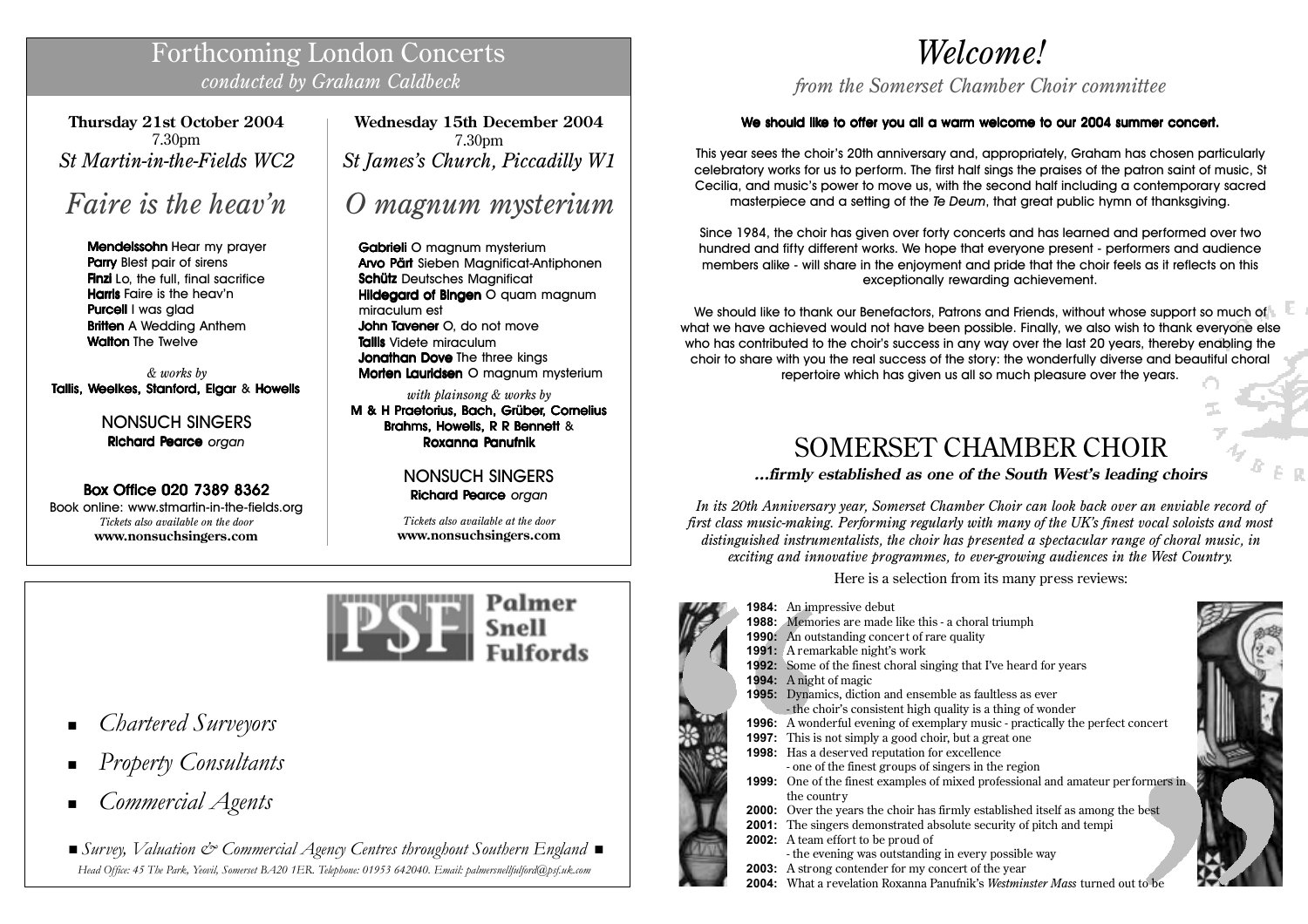# Forthcoming London Concerts

*conducted by Graham Caldbeck*

**Thursday 21st October 2004**
7.30pm
*St Martin-in-the-Fields WC2*

## *Faire is the heav'n*

**Mendelssohn** Hear my prayer
**Parry** Blest pair of sirens
**Finzi** Lo, the full, final sacrifice
**Harris** Faire is the heav'n
**Purcell** I was glad
**Britten** A Wedding Anthem
**Walton** The Twelve

*& works by*
**Tallis, Weelkes, Stanford, Elgar** & **Howells**

NONSUCH SINGERS
**Richard Pearce** *organ*

**Box Office 020 7389 8362**
Book online: www.stmartin-in-the-fields.org
*Tickets also available on the door*
**www.nonsuchsingers.com**

**Wednesday 15th December 2004**
7.30pm
*St James's Church, Piccadilly W1*

## *O magnum mysterium*

**Gabrieli** O magnum mysterium
**Arvo Pärt** Sieben Magnificat-Antiphonen
**Schütz** Deutsches Magnificat
**Hildegard of Bingen** O quam magnum miraculum est
**John Tavener** O, do not move
**Tallis** Videte miraculum
**Jonathan Dove** The three kings
**Morten Lauridsen** O magnum mysterium

*with plainsong & works by*
**M & H Praetorius, Bach, Grüber, Cornelius Brahms, Howells, R R Bennett** & **Roxanna Panufnik**

NONSUCH SINGERS
**Richard Pearce** *organ*

*Tickets also available at the door*
**www.nonsuchsingers.com**

---

**PSF Palmer Snell Fulfords**

- *Chartered Surveyors*
- *Property Consultants*
- *Commercial Agents*

■ *Survey, Valuation & Commercial Agency Centres throughout Southern England* ■

*Head Office: 45 The Park, Yeovil, Somerset BA20 1ER. Telephone: 01953 642040. Email: palmersnellfulford@psf.uk.com*

---

# *Welcome!*

*from the Somerset Chamber Choir committee*

**We should like to offer you all a warm welcome to our 2004 summer concert.**

This year sees the choir's 20th anniversary and, appropriately, Graham has chosen particularly celebratory works for us to perform. The first half sings the praises of the patron saint of music, St Cecilia, and music's power to move us, with the second half including a contemporary sacred masterpiece and a setting of the *Te Deum*, that great public hymn of thanksgiving.

Since 1984, the choir has given over forty concerts and has learned and performed over two hundred and fifty different works. We hope that everyone present - performers and audience members alike - will share in the enjoyment and pride that the choir feels as it reflects on this exceptionally rewarding achievement.

We should like to thank our Benefactors, Patrons and Friends, without whose support so much of what we have achieved would not have been possible. Finally, we also wish to thank everyone else who has contributed to the choir's success in any way over the last 20 years, thereby enabling the choir to share with you the real success of the story: the wonderfully diverse and beautiful choral repertoire which has given us all so much pleasure over the years.

# SOMERSET CHAMBER CHOIR

***...firmly established as one of the South West's leading choirs***

*In its 20th Anniversary year, Somerset Chamber Choir can look back over an enviable record of first class music-making. Performing regularly with many of the UK's finest vocal soloists and most distinguished instrumentalists, the choir has presented a spectacular range of choral music, in exciting and innovative programmes, to ever-growing audiences in the West Country.*

Here is a selection from its many press reviews:

**1984:** An impressive debut
**1988:** Memories are made like this - a choral triumph
**1990:** An outstanding concert of rare quality
**1991:** A remarkable night's work
**1992:** Some of the finest choral singing that I've heard for years
**1994:** A night of magic
**1995:** Dynamics, diction and ensemble as faultless as ever
- the choir's consistent high quality is a thing of wonder
**1996:** A wonderful evening of exemplary music - practically the perfect concert
**1997:** This is not simply a good choir, but a great one
**1998:** Has a deserved reputation for excellence
- one of the finest groups of singers in the region
**1999:** One of the finest examples of mixed professional and amateur performers in the country
**2000:** Over the years the choir has firmly established itself as among the best
**2001:** The singers demonstrated absolute security of pitch and tempi
**2002:** A team effort to be proud of
- the evening was outstanding in every possible way
**2003:** A strong contender for my concert of the year
**2004:** What a revelation Roxanna Panufnik's *Westminster Mass* turned out to be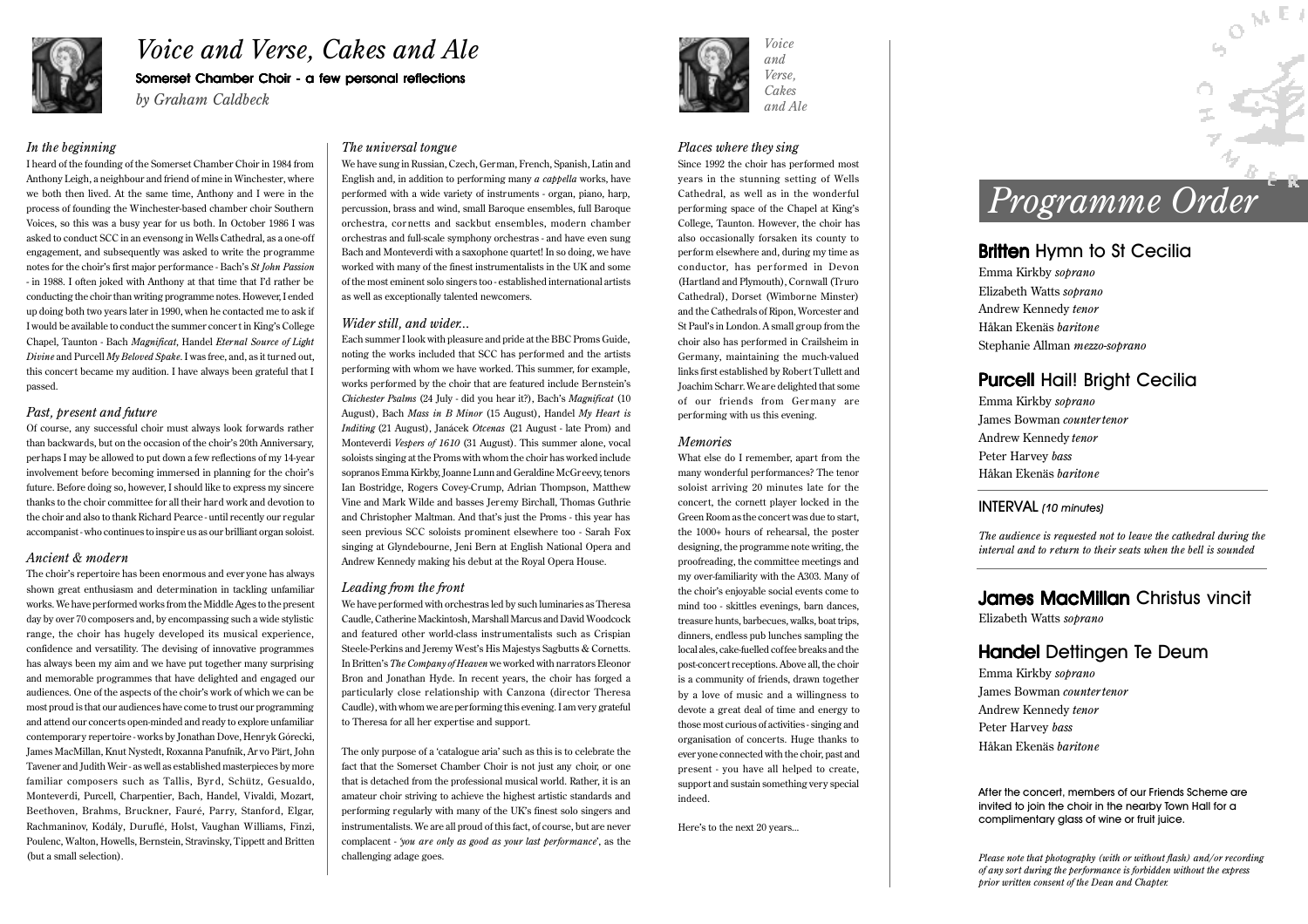# *Voice and Verse, Cakes and Ale*

**Somerset Chamber Choir - a few personal reflections**

*by Graham Caldbeck*

### *In the beginning*

I heard of the founding of the Somerset Chamber Choir in 1984 from Anthony Leigh, a neighbour and friend of mine in Winchester, where we both then lived. At the same time, Anthony and I were in the process of founding the Winchester-based chamber choir Southern Voices, so this was a busy year for us both. In October 1986 I was asked to conduct SCC in an evensong in Wells Cathedral, as a one-off engagement, and subsequently was asked to write the programme notes for the choir's first major performance - Bach's *St John Passion* - in 1988. I often joked with Anthony at that time that I'd rather be conducting the choir than writing programme notes. However, I ended up doing both two years later in 1990, when he contacted me to ask if I would be available to conduct the summer concert in King's College Chapel, Taunton - Bach *Magnificat*, Handel *Eternal Source of Light Divine* and Purcell *My Beloved Spake*. I was free, and, as it turned out, this concert became my audition. I have always been grateful that I passed.

### *Past, present and future*

Of course, any successful choir must always look forwards rather than backwards, but on the occasion of the choir's 20th Anniversary, perhaps I may be allowed to put down a few reflections of my 14-year involvement before becoming immersed in planning for the choir's future. Before doing so, however, I should like to express my sincere thanks to the choir committee for all their hard work and devotion to the choir and also to thank Richard Pearce - until recently our regular accompanist - who continues to inspire us as our brilliant organ soloist.

### *Ancient & modern*

The choir's repertoire has been enormous and everyone has always shown great enthusiasm and determination in tackling unfamiliar works. We have performed works from the Middle Ages to the present day by over 70 composers and, by encompassing such a wide stylistic range, the choir has hugely developed its musical experience, confidence and versatility. The devising of innovative programmes has always been my aim and we have put together many surprising and memorable programmes that have delighted and engaged our audiences. One of the aspects of the choir's work of which we can be most proud is that our audiences have come to trust our programming and attend our concerts open-minded and ready to explore unfamiliar contemporary repertoire - works by Jonathan Dove, Henryk Górecki, James MacMillan, Knut Nystedt, Roxanna Panufnik, Arvo Pärt, John Tavener and Judith Weir - as well as established masterpieces by more familiar composers such as Tallis, Byrd, Schütz, Gesualdo, Monteverdi, Purcell, Charpentier, Bach, Handel, Vivaldi, Mozart, Beethoven, Brahms, Bruckner, Fauré, Parry, Stanford, Elgar, Rachmaninov, Kodály, Duruflé, Holst, Vaughan Williams, Finzi, Poulenc, Walton, Howells, Bernstein, Stravinsky, Tippett and Britten (but a small selection).

### *The universal tongue*

We have sung in Russian, Czech, German, French, Spanish, Latin and English and, in addition to performing many *a cappella* works, have performed with a wide variety of instruments - organ, piano, harp, percussion, brass and wind, small Baroque ensembles, full Baroque orchestra, cornetts and sackbut ensembles, modern chamber orchestras and full-scale symphony orchestras - and have even sung Bach and Monteverdi with a saxophone quartet! In so doing, we have worked with many of the finest instrumentalists in the UK and some of the most eminent solo singers too - established international artists as well as exceptionally talented newcomers.

### *Wider still, and wider...*

Each summer I look with pleasure and pride at the BBC Proms Guide, noting the works included that SCC has performed and the artists performing with whom we have worked. This summer, for example, works performed by the choir that are featured include Bernstein's *Chichester Psalms* (24 July - did you hear it?), Bach's *Magnificat* (10 August), Bach *Mass in B Minor* (15 August), Handel *My Heart is Inditing* (21 August), Janácek *Otcenas* (21 August - late Prom) and Monteverdi *Vespers of 1610* (31 August). This summer alone, vocal soloists singing at the Proms with whom the choir has worked include sopranos Emma Kirkby, Joanne Lunn and Geraldine McGreevy, tenors Ian Bostridge, Rogers Covey-Crump, Adrian Thompson, Matthew Vine and Mark Wilde and basses Jeremy Birchall, Thomas Guthrie and Christopher Maltman. And that's just the Proms - this year has seen previous SCC soloists prominent elsewhere too - Sarah Fox singing at Glyndebourne, Jeni Bern at English National Opera and Andrew Kennedy making his debut at the Royal Opera House.

### *Leading from the front*

We have performed with orchestras led by such luminaries as Theresa Caudle, Catherine Mackintosh, Marshall Marcus and David Woodcock and featured other world-class instrumentalists such as Crispian Steele-Perkins and Jeremy West's His Majestys Sagbutts & Cornetts. In Britten's *The Company of Heaven* we worked with narrators Eleonor Bron and Jonathan Hyde. In recent years, the choir has forged a particularly close relationship with Canzona (director Theresa Caudle), with whom we are performing this evening. I am very grateful to Theresa for all her expertise and support.

The only purpose of a 'catalogue aria' such as this is to celebrate the fact that the Somerset Chamber Choir is not just any choir, or one that is detached from the professional musical world. Rather, it is an amateur choir striving to achieve the highest artistic standards and performing regularly with many of the UK's finest solo singers and instrumentalists. We are all proud of this fact, of course, but are never complacent - *'you are only as good as your last performance'*, as the challenging adage goes.

### *Places where they sing*

Since 1992 the choir has performed most years in the stunning setting of Wells Cathedral, as well as in the wonderful performing space of the Chapel at King's College, Taunton. However, the choir has also occasionally forsaken its county to perform elsewhere and, during my time as conductor, has performed in Devon (Hartland and Plymouth), Cornwall (Truro Cathedral), Dorset (Wimborne Minster) and the Cathedrals of Ripon, Worcester and St Paul's in London. A small group from the choir also has performed in Crailsheim in Germany, maintaining the much-valued links first established by Robert Tullett and Joachim Scharr. We are delighted that some of our friends from Germany are performing with us this evening.

### *Memories*

What else do I remember, apart from the many wonderful performances? The tenor soloist arriving 20 minutes late for the concert, the cornett player locked in the Green Room as the concert was due to start, the 1000+ hours of rehearsal, the poster designing, the programme note writing, the proofreading, the committee meetings and my over-familiarity with the A303. Many of the choir's enjoyable social events come to mind too - skittles evenings, barn dances, treasure hunts, barbecues, walks, boat trips, dinners, endless pub lunches sampling the local ales, cake-fuelled coffee breaks and the post-concert receptions. Above all, the choir is a community of friends, drawn together by a love of music and a willingness to devote a great deal of time and energy to those most curious of activities - singing and organisation of concerts. Huge thanks to everyone connected with the choir, past and present - you have all helped to create, support and sustain something very special indeed.

Here's to the next 20 years...

# *Programme Order*

## **Britten** Hymn to St Cecilia

Emma Kirkby *soprano*
Elizabeth Watts *soprano*
Andrew Kennedy *tenor*
Håkan Ekenäs *baritone*
Stephanie Allman *mezzo-soprano*

## **Purcell** Hail! Bright Cecilia

Emma Kirkby *soprano*
James Bowman *countertenor*
Andrew Kennedy *tenor*
Peter Harvey *bass*
Håkan Ekenäs *baritone*

INTERVAL *(10 minutes)*

*The audience is requested not to leave the cathedral during the interval and to return to their seats when the bell is sounded*

## **James MacMillan** Christus vincit

Elizabeth Watts *soprano*

## **Handel** Dettingen Te Deum

Emma Kirkby *soprano*
James Bowman *countertenor*
Andrew Kennedy *tenor*
Peter Harvey *bass*
Håkan Ekenäs *baritone*

After the concert, members of our Friends Scheme are invited to join the choir in the nearby Town Hall for a complimentary glass of wine or fruit juice.

*Please note that photography (with or without flash) and/or recording of any sort during the performance is forbidden without the express prior written consent of the Dean and Chapter.*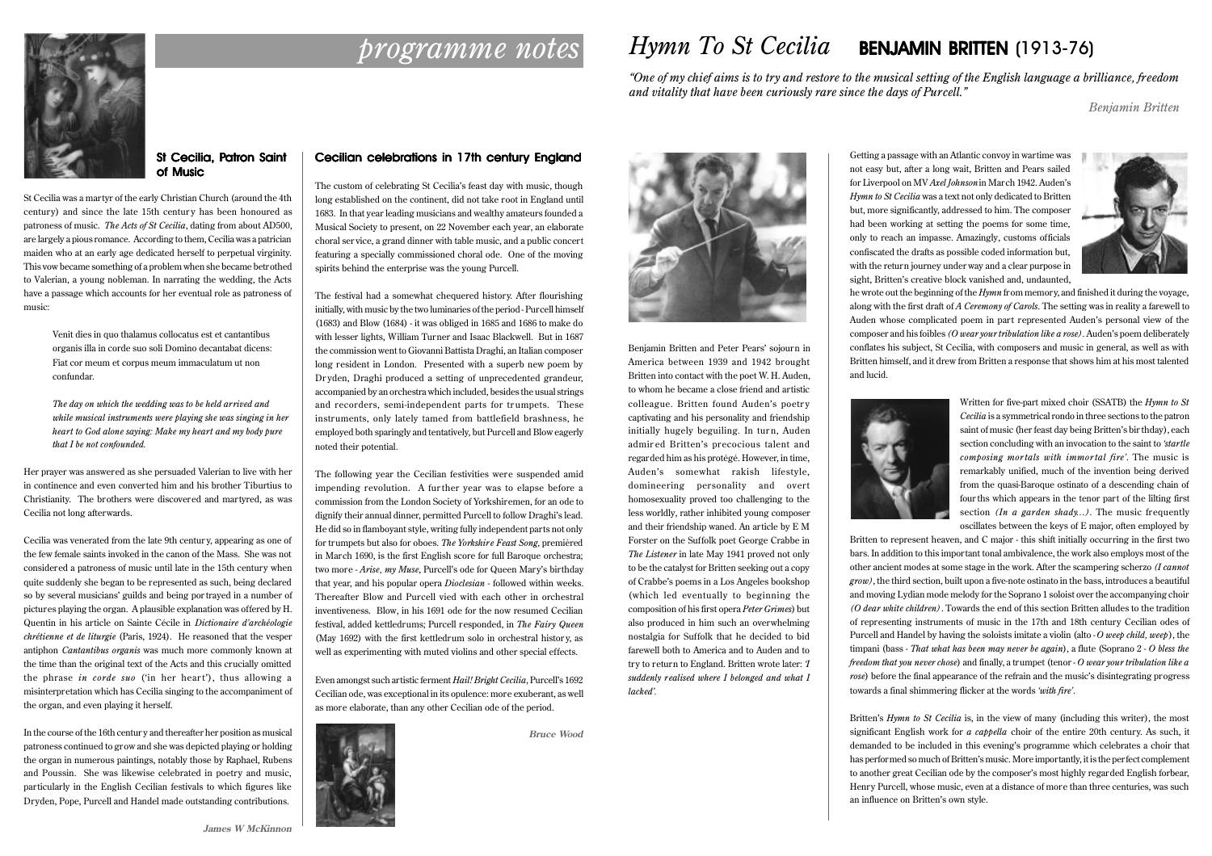# programme notes

## St Cecilia, Patron Saint of Music

St Cecilia was a martyr of the early Christian Church (around the 4th century) and since the late 15th century has been honoured as patroness of music. *The Acts of St Cecilia*, dating from about AD500, are largely a pious romance. According to them, Cecilia was a patrician maiden who at an early age dedicated herself to perpetual virginity. This vow became something of a problem when she became betrothed to Valerian, a young nobleman. In narrating the wedding, the Acts have a passage which accounts for her eventual role as patroness of music:

> Venit dies in quo thalamus collocatus est et cantantibus organis illa in corde suo soli Domino decantabat dicens: Fiat cor meum et corpus meum immaculatum ut non confundar.
>
> *The day on which the wedding was to be held arrived and while musical instruments were playing she was singing in her heart to God alone saying: Make my heart and my body pure that I be not confounded.*

Her prayer was answered as she persuaded Valerian to live with her in continence and even converted him and his brother Tiburtius to Christianity. The brothers were discovered and martyred, as was Cecilia not long afterwards.

Cecilia was venerated from the late 9th century, appearing as one of the few female saints invoked in the canon of the Mass. She was not considered a patroness of music until late in the 15th century when quite suddenly she began to be represented as such, being declared so by several musicians' guilds and being portrayed in a number of pictures playing the organ. A plausible explanation was offered by H. Quentin in his article on Sainte Cécile in *Dictionaire d'archéologie chrétienne et de liturgie* (Paris, 1924). He reasoned that the vesper antiphon *Cantantibus organis* was much more commonly known at the time than the original text of the Acts and this crucially omitted the phrase *in corde suo* ('in her heart'), thus allowing a misinterpretation which has Cecilia singing to the accompaniment of the organ, and even playing it herself.

In the course of the 16th century and thereafter her position as musical patroness continued to grow and she was depicted playing or holding the organ in numerous paintings, notably those by Raphael, Rubens and Poussin. She was likewise celebrated in poetry and music, particularly in the English Cecilian festivals to which figures like Dryden, Pope, Purcell and Handel made outstanding contributions.

*James W McKinnon*

## Cecilian celebrations in 17th century England

The custom of celebrating St Cecilia's feast day with music, though long established on the continent, did not take root in England until 1683. In that year leading musicians and wealthy amateurs founded a Musical Society to present, on 22 November each year, an elaborate choral service, a grand dinner with table music, and a public concert featuring a specially commissioned choral ode. One of the moving spirits behind the enterprise was the young Purcell.

The festival had a somewhat chequered history. After flourishing initially, with music by the two luminaries of the period - Purcell himself (1683) and Blow (1684) - it was obliged in 1685 and 1686 to make do with lesser lights, William Turner and Isaac Blackwell. But in 1687 the commission went to Giovanni Battista Draghi, an Italian composer long resident in London. Presented with a superb new poem by Dryden, Draghi produced a setting of unprecedented grandeur, accompanied by an orchestra which included, besides the usual strings and recorders, semi-independent parts for trumpets. These instruments, only lately tamed from battlefield brashness, he employed both sparingly and tentatively, but Purcell and Blow eagerly noted their potential.

The following year the Cecilian festivities were suspended amid impending revolution. A further year was to elapse before a commission from the London Society of Yorkshiremen, for an ode to dignify their annual dinner, permitted Purcell to follow Draghi's lead. He did so in flamboyant style, writing fully independent parts not only for trumpets but also for oboes. *The Yorkshire Feast Song*, premièred in March 1690, is the first English score for full Baroque orchestra; two more - *Arise, my Muse*, Purcell's ode for Queen Mary's birthday that year, and his popular opera *Dioclesian* - followed within weeks. Thereafter Blow and Purcell vied with each other in orchestral inventiveness. Blow, in his 1691 ode for the now resumed Cecilian festival, added kettledrums; Purcell responded, in *The Fairy Queen* (May 1692) with the first kettledrum solo in orchestral history, as well as experimenting with muted violins and other special effects.

Even amongst such artistic ferment *Hail! Bright Cecilia*, Purcell's 1692 Cecilian ode, was exceptional in its opulence: more exuberant, as well as more elaborate, than any other Cecilian ode of the period.

*Bruce Wood*

# *Hymn To St Cecilia* BENJAMIN BRITTEN (1913-76)

*"One of my chief aims is to try and restore to the musical setting of the English language a brilliance, freedom and vitality that have been curiously rare since the days of Purcell."*

*Benjamin Britten*

Benjamin Britten and Peter Pears' sojourn in America between 1939 and 1942 brought Britten into contact with the poet W. H. Auden, to whom he became a close friend and artistic colleague. Britten found Auden's poetry captivating and his personality and friendship initially hugely beguiling. In turn, Auden admired Britten's precocious talent and regarded him as his protégé. However, in time, Auden's somewhat rakish lifestyle, domineering personality and overt homosexuality proved too challenging to the less worldly, rather inhibited young composer and their friendship waned. An article by E M Forster on the Suffolk poet George Crabbe in *The Listener* in late May 1941 proved not only to be the catalyst for Britten seeking out a copy of Crabbe's poems in a Los Angeles bookshop (which led eventually to beginning the composition of his first opera *Peter Grimes*) but also produced in him such an overwhelming nostalgia for Suffolk that he decided to bid farewell both to America and to Auden and to try to return to England. Britten wrote later: *'I suddenly realised where I belonged and what I lacked'.*

Getting a passage with an Atlantic convoy in wartime was not easy but, after a long wait, Britten and Pears sailed for Liverpool on MV *Axel Johnson* in March 1942. Auden's *Hymn to St Cecilia* was a text not only dedicated to Britten but, more significantly, addressed to him. The composer had been working at setting the poems for some time, only to reach an impasse. Amazingly, customs officials confiscated the drafts as possible coded information but, with the return journey under way and a clear purpose in sight, Britten's creative block vanished and, undaunted, he wrote out the beginning of the *Hymn* from memory, and finished it during the voyage, along with the first draft of *A Ceremony of Carols*. The setting was in reality a farewell to Auden whose complicated poem in part represented Auden's personal view of the composer and his foibles *(O wear your tribulation like a rose)*. Auden's poem deliberately conflates his subject, St Cecilia, with composers and music in general, as well as with Britten himself, and it drew from Britten a response that shows him at his most talented and lucid.

Written for five-part mixed choir (SSATB) the *Hymn to St Cecilia* is a symmetrical rondo in three sections to the patron saint of music (her feast day being Britten's birthday), each section concluding with an invocation to the saint to *'startle composing mortals with immortal fire'*. The music is remarkably unified, much of the invention being derived from the quasi-Baroque ostinato of a descending chain of fourths which appears in the tenor part of the lilting first section *(In a garden shady...)*. The music frequently oscillates between the keys of E major, often employed by Britten to represent heaven, and C major - this shift initially occurring in the first two bars. In addition to this important tonal ambivalence, the work also employs most of the other ancient modes at some stage in the work. After the scampering scherzo *(I cannot grow)*, the third section, built upon a five-note ostinato in the bass, introduces a beautiful and moving Lydian mode melody for the Soprano 1 soloist over the accompanying choir *(O dear white children)*. Towards the end of this section Britten alludes to the tradition of representing instruments of music in the 17th and 18th century Cecilian odes of Purcell and Handel by having the soloists imitate a violin (alto - *O weep child, weep*), the timpani (bass - *That what has been may never be again*), a flute (Soprano 2 - *O bless the freedom that you never chose*) and finally, a trumpet (tenor - *O wear your tribulation like a rose*) before the final appearance of the refrain and the music's disintegrating progress towards a final shimmering flicker at the words *'with fire'*.

Britten's *Hymn to St Cecilia* is, in the view of many (including this writer), the most significant English work for *a cappella* choir of the entire 20th century. As such, it demanded to be included in this evening's programme which celebrates a choir that has performed so much of Britten's music. More importantly, it is the perfect complement to another great Cecilian ode by the composer's most highly regarded English forbear, Henry Purcell, whose music, even at a distance of more than three centuries, was such an influence on Britten's own style.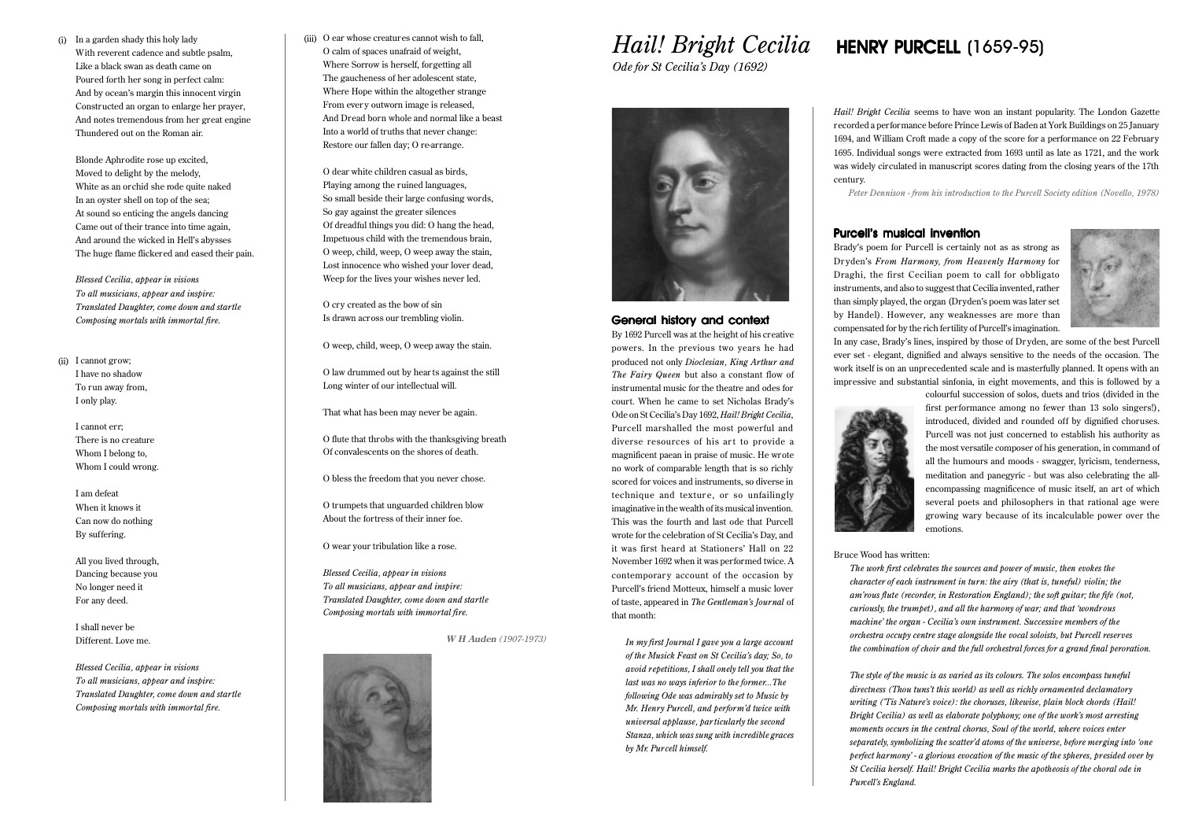(i) In a garden shady this holy lady
With reverent cadence and subtle psalm,
Like a black swan as death came on
Poured forth her song in perfect calm:
And by ocean's margin this innocent virgin
Constructed an organ to enlarge her prayer,
And notes tremendous from her great engine
Thundered out on the Roman air.

Blonde Aphrodite rose up excited,
Moved to delight by the melody,
White as an orchid she rode quite naked
In an oyster shell on top of the sea;
At sound so enticing the angels dancing
Came out of their trance into time again,
And around the wicked in Hell's abysses
The huge flame flickered and eased their pain.

*Blessed Cecilia, appear in visions*
*To all musicians, appear and inspire:*
*Translated Daughter, come down and startle*
*Composing mortals with immortal fire.*

(ii) I cannot grow;
I have no shadow
To run away from,
I only play.

I cannot err;
There is no creature
Whom I belong to,
Whom I could wrong.

I am defeat
When it knows it
Can now do nothing
By suffering.

All you lived through,
Dancing because you
No longer need it
For any deed.

I shall never be
Different. Love me.

*Blessed Cecilia, appear in visions*
*To all musicians, appear and inspire:*
*Translated Daughter, come down and startle*
*Composing mortals with immortal fire.*

(iii) O ear whose creatures cannot wish to fall,
O calm of spaces unafraid of weight,
Where Sorrow is herself, forgetting all
The gaucheness of her adolescent state,
Where Hope within the altogether strange
From every outworn image is released,
And Dread born whole and normal like a beast
Into a world of truths that never change:
Restore our fallen day; O re-arrange.

O dear white children casual as birds,
Playing among the ruined languages,
So small beside their large confusing words,
So gay against the greater silences
Of dreadful things you did: O hang the head,
Impetuous child with the tremendous brain,
O weep, child, weep, O weep away the stain,
Lost innocence who wished your lover dead,
Weep for the lives your wishes never led.

O cry created as the bow of sin
Is drawn across our trembling violin.

O weep, child, weep, O weep away the stain.

O law drummed out by hearts against the still
Long winter of our intellectual will.

That what has been may never be again.

O flute that throbs with the thanksgiving breath
Of convalescents on the shores of death.

O bless the freedom that you never chose.

O trumpets that unguarded children blow
About the fortress of their inner foe.

O wear your tribulation like a rose.

*Blessed Cecilia, appear in visions*
*To all musicians, appear and inspire:*
*Translated Daughter, come down and startle*
*Composing mortals with immortal fire.*

***W H Auden** (1907-1973)*

# *Hail! Bright Cecilia*

*Ode for St Cecilia's Day (1692)*

## General history and context

By 1692 Purcell was at the height of his creative powers. In the previous two years he had produced not only *Dioclesian, King Arthur and The Fairy Queen* but also a constant flow of instrumental music for the theatre and odes for court. When he came to set Nicholas Brady's Ode on St Cecilia's Day 1692, *Hail! Bright Cecilia*, Purcell marshalled the most powerful and diverse resources of his art to provide a magnificent paean in praise of music. He wrote no work of comparable length that is so richly scored for voices and instruments, so diverse in technique and texture, or so unfailingly imaginative in the wealth of its musical invention. This was the fourth and last ode that Purcell wrote for the celebration of St Cecilia's Day, and it was first heard at Stationers' Hall on 22 November 1692 when it was performed twice. A contemporary account of the occasion by Purcell's friend Motteux, himself a music lover of taste, appeared in *The Gentleman's Journal* of that month:

> *In my first Journal I gave you a large account of the Musick Feast on St Cecilia's day; So, to avoid repetitions, I shall onely tell you that the last was no ways inferior to the former...The following Ode was admirably set to Music by Mr. Henry Purcell, and perform'd twice with universal applause, particularly the second Stanza, which was sung with incredible graces by Mr. Purcell himself.*

# HENRY PURCELL (1659-95)

*Hail! Bright Cecilia* seems to have won an instant popularity. The London Gazette recorded a performance before Prince Lewis of Baden at York Buildings on 25 January 1694, and William Croft made a copy of the score for a performance on 22 February 1695. Individual songs were extracted from 1693 until as late as 1721, and the work was widely circulated in manuscript scores dating from the closing years of the 17th century.

*Peter Dennison - from his introduction to the Purcell Society edition (Novello, 1978)*

## Purcell's musical invention

Brady's poem for Purcell is certainly not as as strong as Dryden's *From Harmony, from Heavenly Harmony* for Draghi, the first Cecilian poem to call for obbligato instruments, and also to suggest that Cecilia invented, rather than simply played, the organ (Dryden's poem was later set by Handel). However, any weaknesses are more than compensated for by the rich fertility of Purcell's imagination. In any case, Brady's lines, inspired by those of Dryden, are some of the best Purcell ever set - elegant, dignified and always sensitive to the needs of the occasion. The work itself is on an unprecedented scale and is masterfully planned. It opens with an impressive and substantial sinfonia, in eight movements, and this is followed by a colourful succession of solos, duets and trios (divided in the first performance among no fewer than 13 solo singers!), introduced, divided and rounded off by dignified choruses. Purcell was not just concerned to establish his authority as the most versatile composer of his generation, in command of all the humours and moods - swagger, lyricism, tenderness, meditation and panegyric - but was also celebrating the all-encompassing magnificence of music itself, an art of which several poets and philosophers in that rational age were growing wary because of its incalculable power over the emotions.

Bruce Wood has written:

> *The work first celebrates the sources and power of music, then evokes the character of each instrument in turn: the airy (that is, tuneful) violin; the am'rous flute (recorder, in Restoration England); the soft guitar; the fife (not, curiously, the trumpet), and all the harmony of war; and that 'wondrous machine' the organ - Cecilia's own instrument. Successive members of the orchestra occupy centre stage alongside the vocal soloists, but Purcell reserves the combination of choir and the full orchestral forces for a grand final peroration.*
>
> *The style of the music is as varied as its colours. The solos encompass tuneful directness (Thou tuns't this world) as well as richly ornamented declamatory writing ('Tis Nature's voice): the choruses, likewise, plain block chords (Hail! Bright Cecilia) as well as elaborate polyphony; one of the work's most arresting moments occurs in the central chorus, Soul of the world, where voices enter separately, symbolizing the scatter'd atoms of the universe, before merging into 'one perfect harmony' - a glorious evocation of the music of the spheres, presided over by St Cecilia herself. Hail! Bright Cecilia marks the apotheosis of the choral ode in Purcell's England.*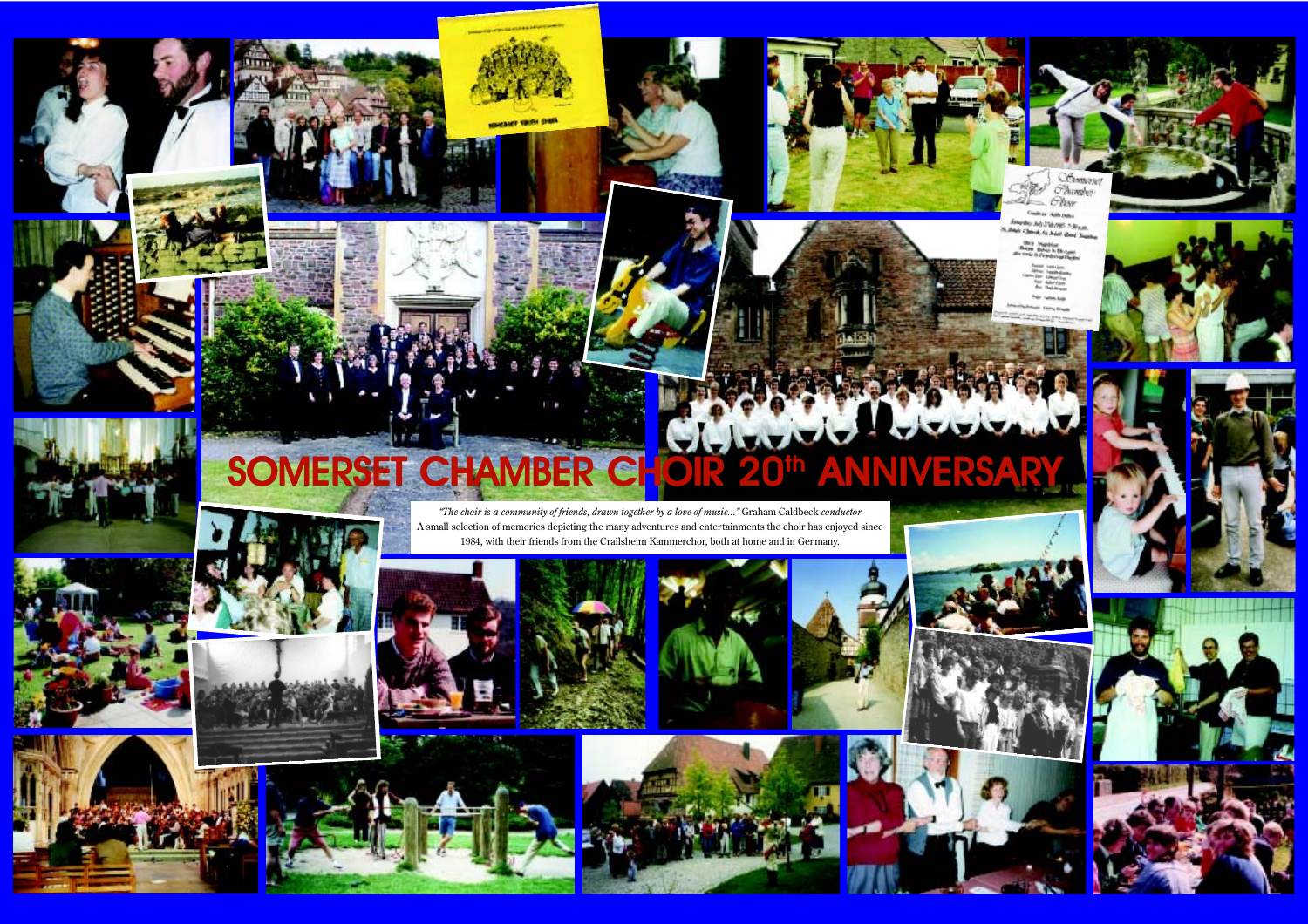# SOMERSET CHAMBER CHOIR 20th ANNIVERSARY

*"The choir is a community of friends, drawn together by a love of music..."* Graham Caldbeck *conductor*

A small selection of memories depicting the many adventures and entertainments the choir has enjoyed since 1984, with their friends from the Crailsheim Kammerchor, both at home and in Germany.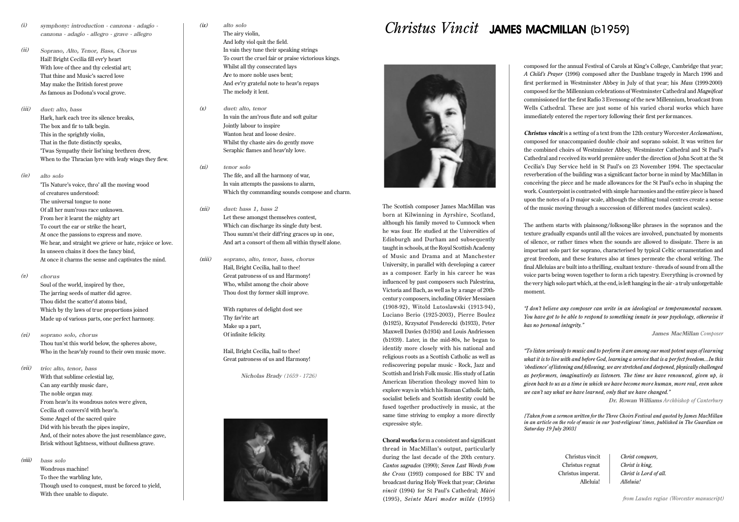*(i)* ***symphony: introduction - canzona - adagio - canzona - adagio - allegro - grave - allegro***

*(ii)* ***Soprano, Alto, Tenor, Bass, Chorus***

Hail! Bright Cecilia fill evr'y heart
With love of thee and thy celestial art;
That thine and Music's sacred love
May make the British forest prove
As famous as Dodona's vocal grove.

*(iii)* ***duet: alto, bass***

Hark, hark each tree its silence breaks,
The box and fir to talk begin.
This in the sprightly violin,
That in the flute distinctly speaks,
'Twas Sympathy their list'ning brethren drew,
When to the Thracian lyre with leafy wings they flew.

*(iv)* ***alto solo***

'Tis Nature's voice, thro' all the moving wood
of creatures understood:
The universal tongue to none
Of all her num'rous race unknown.
From her it learnt the mighty art
To court the ear or strike the heart,
At once the passions to express and move.
We hear, and straight we grieve or hate, rejoice or love.
In unseen chains it does the fancy bind,
At once it charms the sense and captivates the mind.

*(v)* ***chorus***

Soul of the world, inspired by thee,
The jarring seeds of matter did agree.
Thou didst the scatter'd atoms bind,
Which by thy laws of true proportions joined
Made up of various parts, one perfect harmony.

*(vi)* ***soprano solo, chorus***

Thou tun'st this world below, the spheres above,
Who in the heav'nly round to their own music move.

*(vii)* ***trio: alto, tenor, bass***

With that sublime celestial lay,
Can any earthly music dare,
The noble organ may.
From heav'n its wondrous notes were given,
Cecilia oft convers'd with heav'n.
Some Angel of the sacred quire
Did with his breath the pipes inspire,
And, of their notes above the just resemblance gave,
Brisk without lightness, without dullness grave.

*(viii)* ***bass solo***

Wondrous machine!
To thee the warbling lute,
Though used to conquest, must be forced to yield,
With thee unable to dispute.

*(ix)* ***alto solo***

The airy violin,
And lofty viol quit the field.
In vain they tune their speaking strings
To court the cruel fair or praise victorious kings.
Whilst all thy consecrated lays
Are to more noble uses bent;
And ev'ry grateful note to heav'n repays
The melody it lent.

*(x)* ***duet: alto, tenor***

In vain the am'rous flute and soft guitar
Jointly labour to inspire
Wanton heat and loose desire.
Whilst thy chaste airs do gently move
Seraphic flames and heav'nly love.

*(xi)* ***tenor solo***

The fife, and all the harmony of war,
In vain attempts the passions to alarm,
Which thy commanding sounds compose and charm.

*(xii)* ***duet: bass 1, bass 2***

Let these amongst themselves contest,
Which can discharge its single duty best.
Thou summ'st their diff'ring graces up in one,
And art a consort of them all within thyself alone.

*(xiii)* ***soprano, alto, tenor, bass, chorus***

Hail, Bright Cecilia, hail to thee!
Great patroness of us and Harmony!
Who, whilst among the choir above
Thou dost thy former skill improve.

With raptures of delight dost see
Thy fav'rite art
Make up a part,
Of infinite felicity.

Hail, Bright Cecilia, hail to thee!
Great patroness of us and Harmony!

***Nicholas Brady*** *(1659 - 1726)*

# *Christus Vincit* JAMES MACMILLAN (b1959)

The Scottish composer James MacMillan was born at Kilwinning in Ayrshire, Scotland, although his family moved to Cumnock when he was four. He studied at the Universities of Edinburgh and Durham and subsequently taught in schools, at the Royal Scottish Academy of Music and Drama and at Manchester University, in parallel with developing a career as a composer. Early in his career he was influenced by past composers such Palestrina, Victoria and Bach, as well as by a range of 20th-century composers, including Olivier Messiaen (1908-92), Witold Lutoslawski (1913-94), Luciano Berio (1925-2003), Pierre Boulez (b1925), Krzysztof Penderecki (b1933), Peter Maxwell Davies (b1934) and Louis Andriessen (b1939). Later, in the mid-80s, he began to identify more closely with his national and religious roots as a Scottish Catholic as well as rediscovering popular music - Rock, Jazz and Scottish and Irish Folk music. His study of Latin American liberation theology moved him to explore ways in which his Roman Catholic faith, socialist beliefs and Scottish identity could be fused together productively in music, at the same time striving to employ a more directly expressive style.

**Choral works** form a consistent and significant thread in MacMillan's output, particularly during the last decade of the 20th century. *Cantos sagrados* (1990); *Seven Last Words from the Cross* (1993) composed for BBC TV and broadcast during Holy Week that year; *Christus vincit* (1994) for St Paul's Cathedral; *Màiri* (1995), *Seinte Mari moder milde* (1995) composed for the annual Festival of Carols at King's College, Cambridge that year; *A Child's Prayer* (1996) composed after the Dunblane tragedy in March 1996 and first performed in Westminster Abbey in July of that year; his *Mass* (1999-2000) composed for the Millennium celebrations of Westminster Cathedral and *Magnificat* commissioned for the first Radio 3 Evensong of the new Millennium, broadcast from Wells Cathedral. These are just some of his varied choral works which have immediately entered the repertory following their first performances.

***Christus vincit*** is a setting of a text from the 12th century Worcester *Acclamations*, composed for unaccompanied double choir and soprano soloist. It was written for the combined choirs of Westminster Abbey, Westminster Cathedral and St Paul's Cathedral and received its world première under the direction of John Scott at the St Cecilia's Day Service held in St Paul's on 23 November 1994. The spectacular reverberation of the building was a significant factor borne in mind by MacMillan in conceiving the piece and he made allowances for the St Paul's echo in shaping the work. Counterpoint is contrasted with simple harmonies and the entire piece is based upon the notes of a D major scale, although the shifting tonal centres create a sense of the music moving through a succession of different modes (ancient scales).

The anthem starts with plainsong/folksong-like phrases in the sopranos and the texture gradually expands until all the voices are involved, punctuated by moments of silence, or rather times when the sounds are allowed to dissipate. There is an important solo part for soprano, characterised by typical Celtic ornamentation and great freedom, and these features also at times permeate the choral writing. The final Alleluias are built into a thrilling, exultant texture - threads of sound from all the voice parts being woven together to form a rich tapestry. Everything is crowned by the very high solo part which, at the end, is left hanging in the air - a truly unforgettable moment.

*"I don't believe any composer can write in an ideological or temperamental vacuum. You have got to be able to respond to something innate in your psychology, otherwise it has no personal integrity."*

**James MacMillan** *Composer*

*"To listen seriously to music and to perform it are among our most potent ways of learning what it is to live with and before God, learning a service that is a perfect freedom…In this 'obedience' of listening and following, we are stretched and deepened, physically challenged as performers, imaginatively as listeners. The time we have renounced, given up, is given back to us as a time in which we have become more human, more real, even when we can't say what we have learned, only that we have changed."*

**Dr. Rowan Williams** *Archbishop of Canterbury*

*[Taken from a sermon written for the Three Choirs Festival and quoted by James MacMillan in an article on the role of music in our 'post-religious' times, published in The Guardian on Saturday 19 July 2003]*

| | |
|---|---|
| Christus vincit | *Christ conquers,* |
| Christus regnat | *Christ is king,* |
| Christus imperat. | *Christ is Lord of all.* |
| Alleluia! | *Alleluia!* |

*from Laudes regiae (Worcester manuscript)*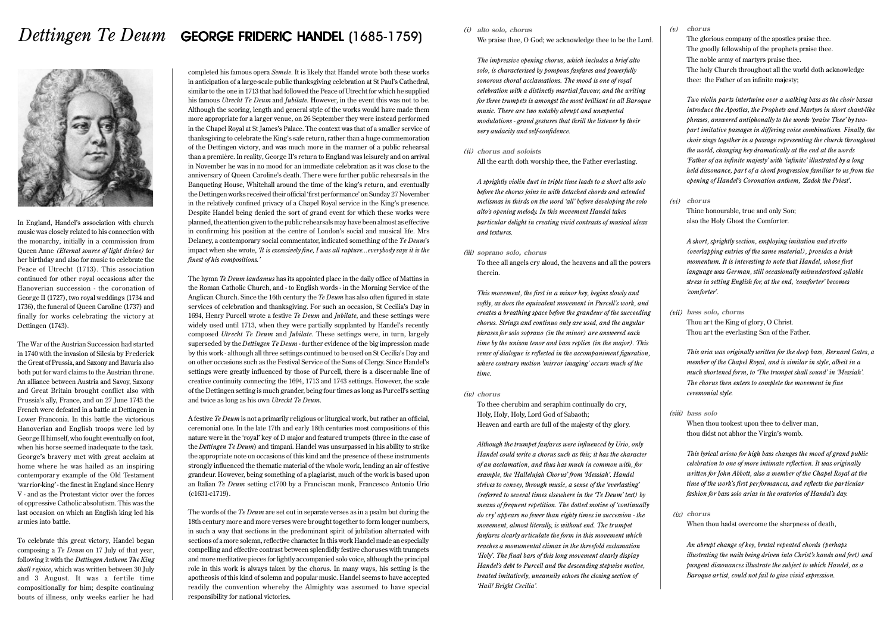# *Dettingen Te Deum* GEORGE FRIDERIC HANDEL (1685-1759)

In England, Handel's association with church music was closely related to his connection with the monarchy, initially in a commission from Queen Anne *(Eternal source of light divine)* for her birthday and also for music to celebrate the Peace of Utrecht (1713). This association continued for other royal occasions after the Hanoverian succession - the coronation of George II (1727), two royal weddings (1734 and 1736), the funeral of Queen Caroline (1737) and finally for works celebrating the victory at Dettingen (1743).

The War of the Austrian Succession had started in 1740 with the invasion of Silesia by Frederick the Great of Prussia, and Saxony and Bavaria also both put forward claims to the Austrian throne. An alliance between Austria and Savoy, Saxony and Great Britain brought conflict also with Prussia's ally, France, and on 27 June 1743 the French were defeated in a battle at Dettingen in Lower Franconia. In this battle the victorious Hanoverian and English troops were led by George II himself, who fought eventually on foot, when his horse seemed inadequate to the task. George's bravery met with great acclaim at home where he was hailed as an inspiring contemporary example of the Old Testament 'warrior-king' - the finest in England since Henry V - and as the Protestant victor over the forces of oppressive Catholic absolutism. This was the last occasion on which an English king led his armies into battle.

To celebrate this great victory, Handel began composing a *Te Deum* on 17 July of that year, following it with the *Dettingen Anthem: The King shall rejoice*, which was written between 30 July and 3 August. It was a fertile time compositionally for him; despite continuing bouts of illness, only weeks earlier he had completed his famous opera *Semele*. It is likely that Handel wrote both these works in anticipation of a large-scale public thanksgiving celebration at St Paul's Cathedral, similar to the one in 1713 that had followed the Peace of Utrecht for which he supplied his famous *Utrecht Te Deum* and *Jubilate*. However, in the event this was not to be. Although the scoring, length and general style of the works would have made them more appropriate for a larger venue, on 26 September they were instead performed in the Chapel Royal at St James's Palace. The context was that of a smaller service of thanksgiving to celebrate the King's safe return, rather than a huge commemoration of the Dettingen victory, and was much more in the manner of a public rehearsal than a première. In reality, George II's return to England was leisurely and on arrival in November he was in no mood for an immediate celebration as it was close to the anniversary of Queen Caroline's death. There were further public rehearsals in the Banqueting House, Whitehall around the time of the king's return, and eventually the Dettingen works received their official 'first performance' on Sunday 27 November in the relatively confined privacy of a Chapel Royal service in the King's presence. Despite Handel being denied the sort of grand event for which these works were planned, the attention given to the public rehearsals may have been almost as effective in confirming his position at the centre of London's social and musical life. Mrs Delaney, a contemporary social commentator, indicated something of the *Te Deum*'s impact when she wrote, *'It is excessively fine, I was all rapture...everybody says it is the finest of his compositions.'*

The hymn *Te Deum laudamus* has its appointed place in the daily office of Mattins in the Roman Catholic Church, and - to English words - in the Morning Service of the Anglican Church. Since the 16th century the *Te Deum* has also often figured in state services of celebration and thanksgiving. For such an occasion, St Cecilia's Day in 1694, Henry Purcell wrote a festive *Te Deum* and *Jubilate*, and these settings were widely used until 1713, when they were partially supplanted by Handel's recently composed *Utrecht Te Deum* and *Jubilate*. These settings were, in turn, largely superseded by the *Dettingen Te Deum* - further evidence of the big impression made by this work - although all three settings continued to be used on St Cecilia's Day and on other occasions such as the Festival Service of the Sons of Clergy. Since Handel's settings were greatly influenced by those of Purcell, there is a discernable line of creative continuity connecting the 1694, 1713 and 1743 settings. However, the scale of the Dettingen setting is much grander, being four times as long as Purcell's setting and twice as long as his own *Utrecht Te Deum*.

A festive *Te Deum* is not a primarily religious or liturgical work, but rather an official, ceremonial one. In the late 17th and early 18th centuries most compositions of this nature were in the 'royal' key of D major and featured trumpets (three in the case of the *Dettingen Te Deum*) and timpani. Handel was unsurpassed in his ability to strike the appropriate note on occasions of this kind and the presence of these instruments strongly influenced the thematic material of the whole work, lending an air of festive grandeur. However, being something of a plagiarist, much of the work is based upon an Italian *Te Deum* setting c1700 by a Franciscan monk, Francesco Antonio Urio (c1631-c1719).

The words of the *Te Deum* are set out in separate verses as in a psalm but during the 18th century more and more verses were brought together to form longer numbers, in such a way that sections in the predominant spirit of jubilation alternated with sections of a more solemn, reflective character. In this work Handel made an especially compelling and effective contrast between splendidly festive choruses with trumpets and more meditative pieces for lightly accompanied solo voice, although the principal role in this work is always taken by the chorus. In many ways, his setting is the apotheosis of this kind of solemn and popular music. Handel seems to have accepted readily the convention whereby the Almighty was assumed to have special responsibility for national victories.

*(i) alto solo, chorus*

We praise thee, O God; we acknowledge thee to be the Lord.

*The impressive opening chorus, which includes a brief alto solo, is characterised by pompous fanfares and powerfully sonorous choral acclamations. The mood is one of royal celebration with a distinctly martial flavour, and the writing for three trumpets is amongst the most brilliant in all Baroque music. There are two notably abrupt and unexpected modulations - grand gestures that thrill the listener by their very audacity and self-confidence.*

*(ii) chorus and soloists*

All the earth doth worship thee, the Father everlasting.

*A sprightly violin duet in triple time leads to a short alto solo before the chorus joins in with detached chords and extended melismas in thirds on the word 'all' before developing the solo alto's opening melody. In this movement Handel takes particular delight in creating vivid contrasts of musical ideas and textures.*

*(iii) soprano solo, chorus*

To thee all angels cry aloud, the heavens and all the powers therein.

*This movement, the first in a minor key, begins slowly and softly, as does the equivalent movement in Purcell's work, and creates a breathing space before the grandeur of the succeeding chorus. Strings and continuo only are used, and the angular phrases for solo soprano (in the minor) are answered each time by the unison tenor and bass replies (in the major). This sense of dialogue is reflected in the accompaniment figuration, where contrary motion 'mirror imaging' occurs much of the time.*

*(iv) chorus*

To thee cherubim and seraphim continually do cry,
Holy, Holy, Holy, Lord God of Sabaoth;
Heaven and earth are full of the majesty of thy glory.

*Although the trumpet fanfares were influenced by Urio, only Handel could write a chorus such as this; it has the character of an acclamation, and thus has much in common with, for example, the 'Hallelujah Chorus' from 'Messiah'. Handel strives to convey, through music, a sense of the 'everlasting' (referred to several times elsewhere in the 'Te Deum' text) by means of frequent repetition. The dotted motive of 'continually do cry' appears no fewer than eighty times in succession - the movement, almost literally, is without end. The trumpet fanfares clearly articulate the form in this movement which reaches a monumental climax in the threefold exclamation 'Holy'. The final bars of this long movement clearly display Handel's debt to Purcell and the descending stepwise motive, treated imitatively, uncannily echoes the closing section of 'Hail! Bright Cecilia'.*

*(v) chorus*

The glorious company of the apostles praise thee.
The goodly fellowship of the prophets praise thee.
The noble army of martyrs praise thee.
The holy Church throughout all the world doth acknowledge thee: the Father of an infinite majesty;

*Two violin parts intertwine over a walking bass as the choir basses introduce the Apostles, the Prophets and Martyrs in short chant-like phrases, answered antiphonally to the words 'praise Thee' by two-part imitative passages in differing voice combinations. Finally, the choir sings together in a passage representing the church throughout the world, changing key dramatically at the end at the words 'Father of an infinite majesty' with 'infinite' illustrated by a long held dissonance, part of a chord progression familiar to us from the opening of Handel's Coronation anthem, 'Zadok the Priest'.*

*(vi) chorus*

Thine honourable, true and only Son;
also the Holy Ghost the Comforter.

*A short, sprightly section, employing imitation and stretto (overlapping entries of the same material), provides a brisk momentum. It is interesting to note that Handel, whose first language was German, still occasionally misunderstood syllable stress in setting English for, at the end, 'comforter' becomes 'comforter'.*

*(vii) bass solo, chorus*

Thou art the King of glory, O Christ.
Thou art the everlasting Son of the Father.

*This aria was originally written for the deep bass, Bernard Gates, a member of the Chapel Royal, and is similar in style, albeit in a much shortened form, to 'The trumpet shall sound' in 'Messiah'. The chorus then enters to complete the movement in fine ceremonial style.*

*(viii) bass solo*

When thou tookest upon thee to deliver man,
thou didst not abhor the Virgin's womb.

*This lyrical arioso for high bass changes the mood of grand public celebration to one of more intimate reflection. It was originally written for John Abbott, also a member of the Chapel Royal at the time of the work's first performances, and reflects the particular fashion for bass solo arias in the oratorios of Handel's day.*

*(ix) chorus*

When thou hadst overcome the sharpness of death,

*An abrupt change of key, brutal repeated chords (perhaps illustrating the nails being driven into Christ's hands and feet) and pungent dissonances illustrate the subject to which Handel, as a Baroque artist, could not fail to give vivid expression.*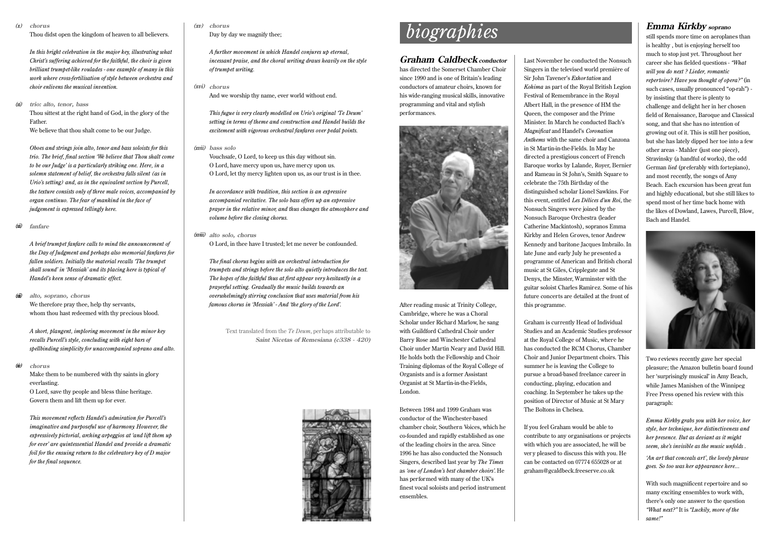*(x)* **chorus**

Thou didst open the kingdom of heaven to all believers.

*In this bright celebration in the major key, illustrating what Christ's suffering achieved for the faithful, the choir is given brilliant trumpet-like roulades - one example of many in this work where cross-fertilisation of style between orchestra and choir enlivens the musical invention.*

*(xi)* **trio: alto, tenor, bass**

Thou sittest at the right hand of God, in the glory of the Father.

We believe that thou shalt come to be our Judge.

*Oboes and strings join alto, tenor and bass soloists for this trio. The brief, final section 'We believe that Thou shalt come to be our Judge' is a particularly striking one. Here, in a solemn statement of belief, the orchestra falls silent (as in Urio's setting) and, as in the equivalent section by Purcell, the texture consists only of three male voices, accompanied by organ continuo. The fear of mankind in the face of judgement is expressed tellingly here.*

*(xii)* **fanfare**

*A brief trumpet fanfare calls to mind the announcement of the Day of Judgment and perhaps also memorial fanfares for fallen soldiers. Initially the material recalls 'The trumpet shall sound' in 'Messiah' and its placing here is typical of Handel's keen sense of dramatic effect.*

*(xiii)* **alto, soprano, chorus**

We therefore pray thee, help thy servants,
whom thou hast redeemed with thy precious blood.

*A short, plangent, imploring movement in the minor key recalls Purcell's style, concluding with eight bars of spellbinding simplicity for unaccompanied soprano and alto.*

*(xiv)* **chorus**

Make them to be numbered with thy saints in glory everlasting.
O Lord, save thy people and bless thine heritage.
Govern them and lift them up for ever.

*This movement reflects Handel's admiration for Purcell's imaginative and purposeful use of harmony. However, the expressively pictorial, arching arpeggios at 'and lift them up for ever' are quintessential Handel and provide a dramatic foil for the ensuing return to the celebratory key of D major for the final sequence.*

*(xv)* **chorus**

Day by day we magnify thee;

*A further movement in which Handel conjures up eternal, incessant praise, and the choral writing draws heavily on the style of trumpet writing.*

*(xvi)* **chorus**

And we worship thy name, ever world without end.

*This fugue is very clearly modelled on Urio's original 'Te Deum' setting in terms of theme and construction and Handel builds the excitement with vigorous orchestral fanfares over pedal points.*

*(xvii)* **bass solo**

Vouchsafe, O Lord, to keep us this day without sin.
O Lord, have mercy upon us, have mercy upon us.
O Lord, let thy mercy lighten upon us, as our trust is in thee.

*In accordance with tradition, this section is an expressive accompanied recitative. The solo bass offers up an expressive prayer in the relative minor, and thus changes the atmosphere and volume before the closing chorus.*

*(xviii)* **alto solo, chorus**

O Lord, in thee have I trusted; let me never be confounded.

*The final chorus begins with an orchestral introduction for trumpets and strings before the solo alto quietly introduces the text. The hopes of the faithful thus at first appear very hesitantly in a prayerful setting. Gradually the music builds towards an overwhelmingly stirring conclusion that uses material from his famous chorus in 'Messiah' - And 'the glory of the Lord'.*

Text translated from the *Te Deum*, perhaps attributable to
**Saint Nicetas of Remesiana (c338 - 420)**

# *biographies*

## Graham Caldbeck *conductor*

has directed the Somerset Chamber Choir since 1990 and is one of Britain's leading conductors of amateur choirs, known for his wide-ranging musical skills, innovative programming and vital and stylish performances.

After reading music at Trinity College, Cambridge, where he was a Choral Scholar under Richard Marlow, he sang with Guildford Cathedral Choir under Barry Rose and Winchester Cathedral Choir under Martin Neary and David Hill. He holds both the Fellowship and Choir Training diplomas of the Royal College of Organists and is a former Assistant Organist at St Martin-in-the-Fields, London.

Between 1984 and 1999 Graham was conductor of the Winchester-based chamber choir, Southern Voices, which he co-founded and rapidly established as one of the leading choirs in the area. Since 1996 he has also conducted the Nonsuch Singers, described last year by *The Times* as *'one of London's best chamber choirs'*. He has performed with many of the UK's finest vocal soloists and period instrument ensembles.

Last November he conducted the Nonsuch Singers in the televised world première of Sir John Tavener's *Exhortation* and *Kohima* as part of the Royal British Legion Festival of Remembrance in the Royal Albert Hall, in the presence of HM the Queen, the composer and the Prime Minister. In March he conducted Bach's *Magnificat* and Handel's *Coronation Anthems* with the same choir and Canzona in St Martin-in-the-Fields. In May he directed a prestigious concert of French Baroque works by Lalande, Royer, Bernier and Rameau in St John's, Smith Square to celebrate the 75th Birthday of the distinguished scholar Lionel Sawkins. For this event, entitled *Les Délices d'un Roi*, the Nonsuch Singers were joined by the Nonsuch Baroque Orchestra (leader Catherine Mackintosh), sopranos Emma Kirkby and Helen Groves, tenor Andrew Kennedy and baritone Jacques Imbrailo. In late June and early July he presented a programme of American and British choral music at St Giles, Cripplegate and St Denys, the Minster, Warminster with the guitar soloist Charles Ramirez. Some of his future concerts are detailed at the front of this programme.

Graham is currently Head of Individual Studies and an Academic Studies professor at the Royal College of Music, where he has conducted the RCM Chorus, Chamber Choir and Junior Department choirs. This summer he is leaving the College to pursue a broad-based freelance career in conducting, playing, education and coaching. In September he takes up the position of Director of Music at St Mary The Boltons in Chelsea.

If you feel Graham would be able to contribute to any organisations or projects with which you are associated, he will be very pleased to discuss this with you. He can be contacted on 07774 655028 or at graham@gcaldbeck.freeserve.co.uk

## Emma Kirkby *soprano*

still spends more time on aeroplanes than is healthy , but is enjoying herself too much to stop just yet. Throughout her career she has fielded questions - *"What will you do next ? Lieder, romantic repertoire? Have you thought of opera?"* (in such cases, usually pronounced "op-rah") - by insisting that there is plenty to challenge and delight her in her chosen field of Renaissance, Baroque and Classical song, and that she has no intention of growing out of it. This is still her position, but she has lately dipped her toe into a few other areas - Mahler (just one piece), Stravinsky (a handful of works), the odd German *lied* (preferably with fortepiano), and most recently, the songs of Amy Beach. Each excursion has been great fun and highly educational, but she still likes to spend most of her time back home with the likes of Dowland, Lawes, Purcell, Blow, Bach and Handel.

Two reviews recently gave her special pleasure; the Amazon bulletin board found her 'surprisingly musical' in Amy Beach, while James Manishen of the Winnipeg Free Press opened his review with this paragraph:

*Emma Kirkby grabs you with her voice, her style, her technique, her distinctiveness and her presence. But as deviant as it might seem, she's invisible as the music unfolds .*

*'An art that conceals art', the lovely phrase goes. So too was her appearance here...*

With such magnificent repertoire and so many exciting ensembles to work with, there's only one answer to the question *"What next?"* It is *"Luckily, more of the same!"*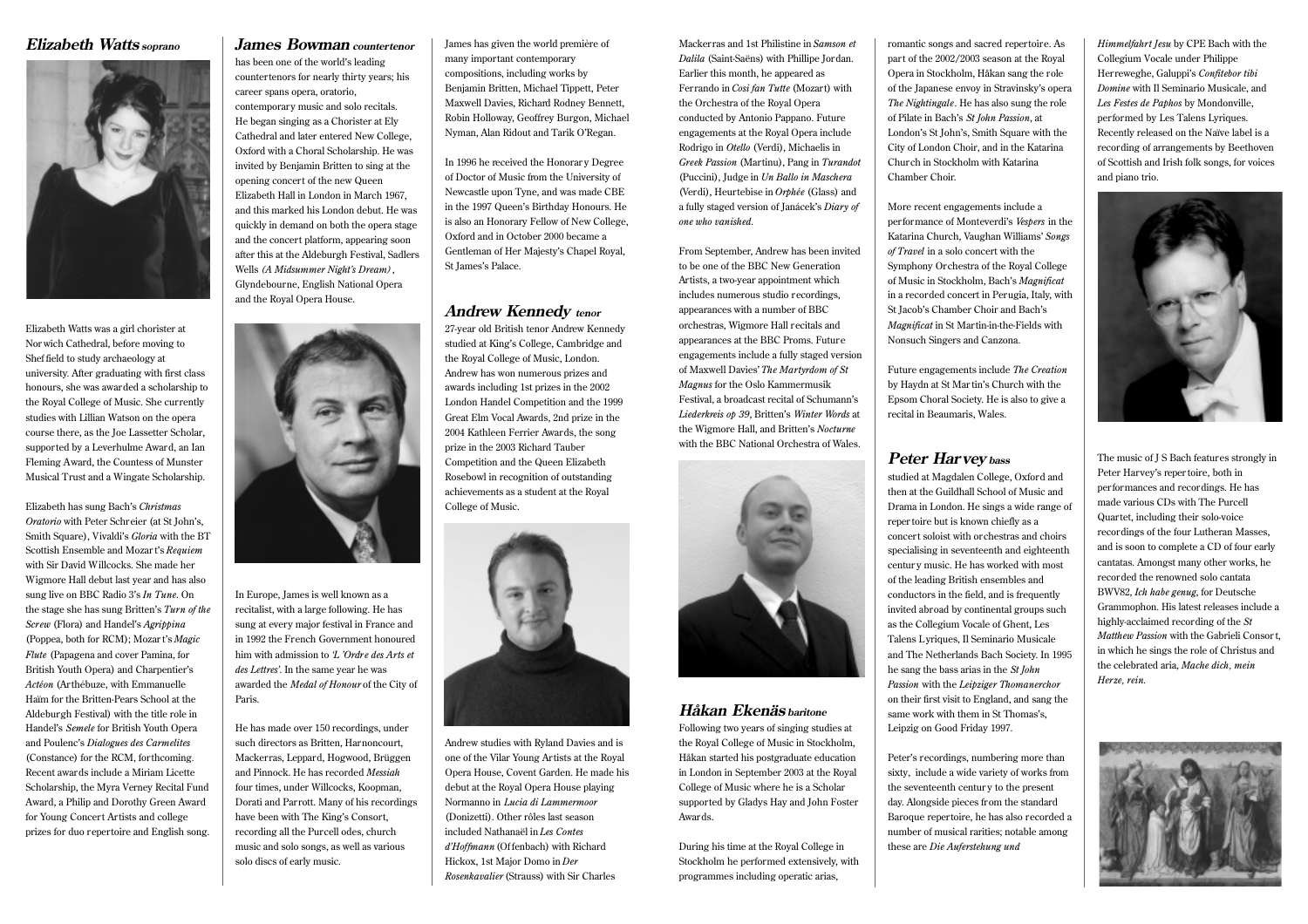## *Elizabeth Watts soprano*

Elizabeth Watts was a girl chorister at Norwich Cathedral, before moving to Sheffield to study archaeology at university. After graduating with first class honours, she was awarded a scholarship to the Royal College of Music. She currently studies with Lillian Watson on the opera course there, as the Joe Lassetter Scholar, supported by a Leverhulme Award, an Ian Fleming Award, the Countess of Munster Musical Trust and a Wingate Scholarship.

Elizabeth has sung Bach's *Christmas Oratorio* with Peter Schreier (at St John's, Smith Square), Vivaldi's *Gloria* with the BT Scottish Ensemble and Mozart's *Requiem* with Sir David Willcocks. She made her Wigmore Hall debut last year and has also sung live on BBC Radio 3's *In Tune*. On the stage she has sung Britten's *Turn of the Screw* (Flora) and Handel's *Agrippina* (Poppea, both for RCM); Mozart's *Magic Flute* (Papagena and cover Pamina, for British Youth Opera) and Charpentier's *Actéon* (Arthébuze, with Emmanuelle Haïm for the Britten-Pears School at the Aldeburgh Festival) with the title role in Handel's *Semele* for British Youth Opera and Poulenc's *Dialogues des Carmelites* (Constance) for the RCM, forthcoming. Recent awards include a Miriam Licette Scholarship, the Myra Verney Recital Fund Award, a Philip and Dorothy Green Award for Young Concert Artists and college prizes for duo repertoire and English song.

## *James Bowman countertenor*

has been one of the world's leading countertenors for nearly thirty years; his career spans opera, oratorio, contemporary music and solo recitals. He began singing as a Chorister at Ely Cathedral and later entered New College, Oxford with a Choral Scholarship. He was invited by Benjamin Britten to sing at the opening concert of the new Queen Elizabeth Hall in London in March 1967, and this marked his London debut. He was quickly in demand on both the opera stage and the concert platform, appearing soon after this at the Aldeburgh Festival, Sadlers Wells *(A Midsummer Night's Dream)*, Glyndebourne, English National Opera and the Royal Opera House.

In Europe, James is well known as a recitalist, with a large following. He has sung at every major festival in France and in 1992 the French Government honoured him with admission to *'L 'Ordre des Arts et des Lettres'*. In the same year he was awarded the *Medal of Honour* of the City of Paris.

He has made over 150 recordings, under such directors as Britten, Harnoncourt, Mackerras, Leppard, Hogwood, Brüggen and Pinnock. He has recorded *Messiah* four times, under Willcocks, Koopman, Dorati and Parrott. Many of his recordings have been with The King's Consort, recording all the Purcell odes, church music and solo songs, as well as various solo discs of early music.

James has given the world première of many important contemporary compositions, including works by Benjamin Britten, Michael Tippett, Peter Maxwell Davies, Richard Rodney Bennett, Robin Holloway, Geoffrey Burgon, Michael Nyman, Alan Ridout and Tarik O'Regan.

In 1996 he received the Honorary Degree of Doctor of Music from the University of Newcastle upon Tyne, and was made CBE in the 1997 Queen's Birthday Honours. He is also an Honorary Fellow of New College, Oxford and in October 2000 became a Gentleman of Her Majesty's Chapel Royal, St James's Palace.

## *Andrew Kennedy tenor*

27-year old British tenor Andrew Kennedy studied at King's College, Cambridge and the Royal College of Music, London. Andrew has won numerous prizes and awards including 1st prizes in the 2002 London Handel Competition and the 1999 Great Elm Vocal Awards, 2nd prize in the 2004 Kathleen Ferrier Awards, the song prize in the 2003 Richard Tauber Competition and the Queen Elizabeth Rosebowl in recognition of outstanding achievements as a student at the Royal College of Music.

Andrew studies with Ryland Davies and is one of the Vilar Young Artists at the Royal Opera House, Covent Garden. He made his debut at the Royal Opera House playing Normanno in *Lucia di Lammermoor* (Donizetti). Other rôles last season included Nathanaël in *Les Contes d'Hoffmann* (Offenbach) with Richard Hickox, 1st Major Domo in *Der Rosenkavalier* (Strauss) with Sir Charles Mackerras and 1st Philistine in *Samson et Dalila* (Saint-Saëns) with Phillipe Jordan. Earlier this month, he appeared as Ferrando in *Cosi fan Tutte* (Mozart) with the Orchestra of the Royal Opera conducted by Antonio Pappano. Future engagements at the Royal Opera include Rodrigo in *Otello* (Verdi), Michaelis in *Greek Passion* (Martinu), Pang in *Turandot* (Puccini), Judge in *Un Ballo in Maschera* (Verdi), Heurtebise in *Orphée* (Glass) and a fully staged version of Janácek's *Diary of one who vanished*.

From September, Andrew has been invited to be one of the BBC New Generation Artists, a two-year appointment which includes numerous studio recordings, appearances with a number of BBC orchestras, Wigmore Hall recitals and appearances at the BBC Proms. Future engagements include a fully staged version of Maxwell Davies' *The Martyrdom of St Magnus* for the Oslo Kammermusik Festival, a broadcast recital of Schumann's *Liederkreis op 39*, Britten's *Winter Words* at the Wigmore Hall, and Britten's *Nocturne* with the BBC National Orchestra of Wales.

## *Håkan Ekenäs baritone*

Following two years of singing studies at the Royal College of Music in Stockholm, Håkan started his postgraduate education in London in September 2003 at the Royal College of Music where he is a Scholar supported by Gladys Hay and John Foster Awards.

During his time at the Royal College in Stockholm he performed extensively, with programmes including operatic arias, romantic songs and sacred repertoire. As part of the 2002/2003 season at the Royal Opera in Stockholm, Håkan sang the role of the Japanese envoy in Stravinsky's opera *The Nightingale*. He has also sung the role of Pilate in Bach's *St John Passion*, at London's St John's, Smith Square with the City of London Choir, and in the Katarina Church in Stockholm with Katarina Chamber Choir.

More recent engagements include a performance of Monteverdi's *Vespers* in the Katarina Church, Vaughan Williams' *Songs of Travel* in a solo concert with the Symphony Orchestra of the Royal College of Music in Stockholm, Bach's *Magnificat* in a recorded concert in Perugia, Italy, with St Jacob's Chamber Choir and Bach's *Magnificat* in St Martin-in-the-Fields with Nonsuch Singers and Canzona.

Future engagements include *The Creation* by Haydn at St Martin's Church with the Epsom Choral Society. He is also to give a recital in Beaumaris, Wales.

## *Peter Harvey bass*

studied at Magdalen College, Oxford and then at the Guildhall School of Music and Drama in London. He sings a wide range of repertoire but is known chiefly as a concert soloist with orchestras and choirs specialising in seventeenth and eighteenth century music. He has worked with most of the leading British ensembles and conductors in the field, and is frequently invited abroad by continental groups such as the Collegium Vocale of Ghent, Les Talens Lyriques, Il Seminario Musicale and The Netherlands Bach Society. In 1995 he sang the bass arias in the *St John Passion* with the *Leipziger Thomanerchor* on their first visit to England, and sang the same work with them in St Thomas's, Leipzig on Good Friday 1997.

Peter's recordings, numbering more than sixty, include a wide variety of works from the seventeenth century to the present day. Alongside pieces from the standard Baroque repertoire, he has also recorded a number of musical rarities; notable among these are *Die Auferstehung und Himmelfahrt Jesu* by CPE Bach with the Collegium Vocale under Philippe Herreweghe, Galuppi's *Confitebor tibi Domine* with Il Seminario Musicale, and *Les Festes de Paphos* by Mondonville, performed by Les Talens Lyriques. Recently released on the Naïve label is a recording of arrangements by Beethoven of Scottish and Irish folk songs, for voices and piano trio.

The music of J S Bach features strongly in Peter Harvey's repertoire, both in performances and recordings. He has made various CDs with The Purcell Quartet, including their solo-voice recordings of the four Lutheran Masses, and is soon to complete a CD of four early cantatas. Amongst many other works, he recorded the renowned solo cantata BWV82, *Ich habe genug*, for Deutsche Grammophon. His latest releases include a highly-acclaimed recording of the *St Matthew Passion* with the Gabrieli Consort, in which he sings the role of Christus and the celebrated aria, *Mache dich, mein Herze, rein.*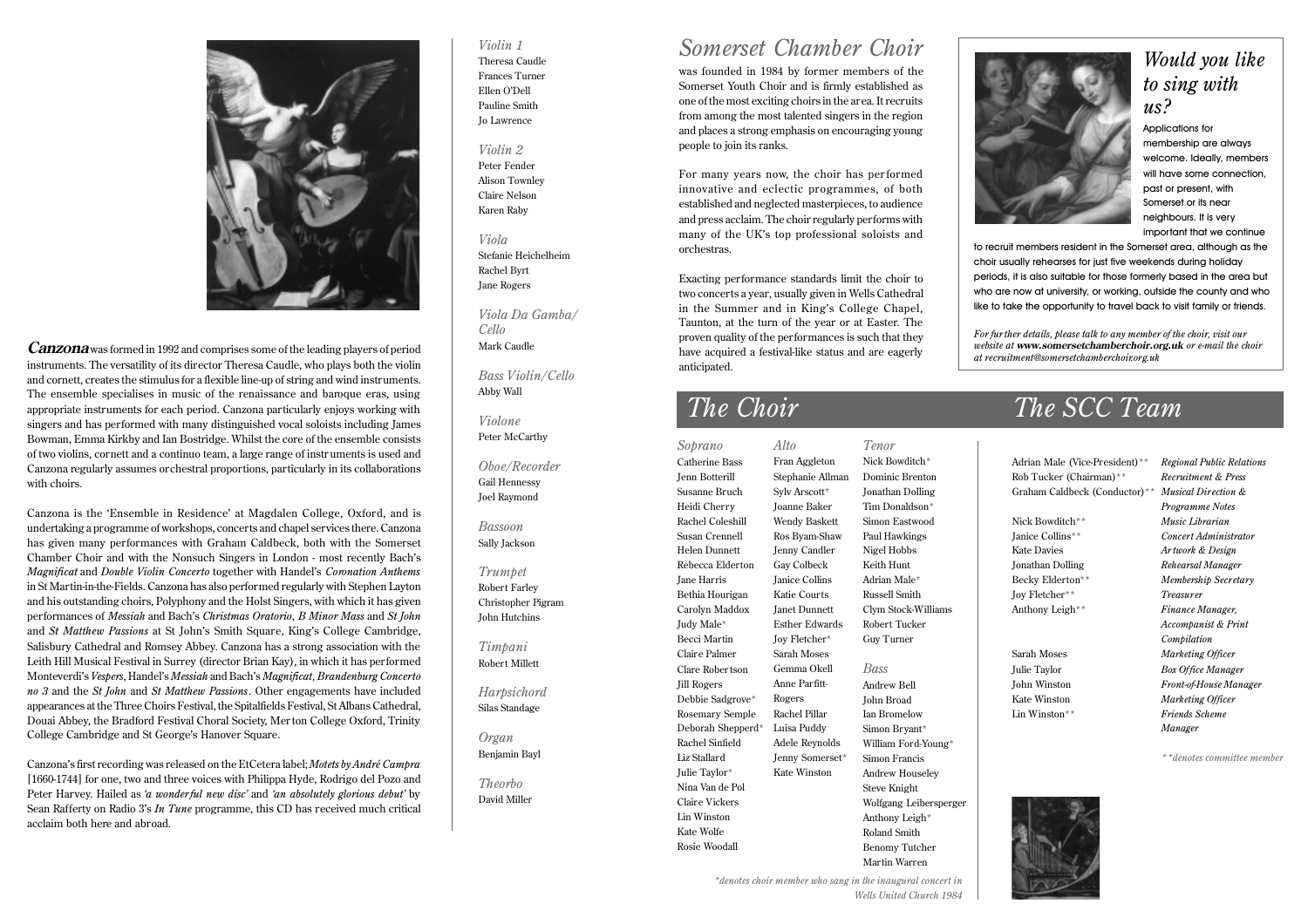**Canzona** was formed in 1992 and comprises some of the leading players of period instruments. The versatility of its director Theresa Caudle, who plays both the violin and cornett, creates the stimulus for a flexible line-up of string and wind instruments. The ensemble specialises in music of the renaissance and baroque eras, using appropriate instruments for each period. Canzona particularly enjoys working with singers and has performed with many distinguished vocal soloists including James Bowman, Emma Kirkby and Ian Bostridge. Whilst the core of the ensemble consists of two violins, cornett and a continuo team, a large range of instruments is used and Canzona regularly assumes orchestral proportions, particularly in its collaborations with choirs.

Canzona is the 'Ensemble in Residence' at Magdalen College, Oxford, and is undertaking a programme of workshops, concerts and chapel services there. Canzona has given many performances with Graham Caldbeck, both with the Somerset Chamber Choir and with the Nonsuch Singers in London - most recently Bach's *Magnificat* and *Double Violin Concerto* together with Handel's *Coronation Anthems* in St Martin-in-the-Fields. Canzona has also performed regularly with Stephen Layton and his outstanding choirs, Polyphony and the Holst Singers, with which it has given performances of *Messiah* and Bach's *Christmas Oratorio*, *B Minor Mass* and *St John* and *St Matthew Passions* at St John's Smith Square, King's College Cambridge, Salisbury Cathedral and Romsey Abbey. Canzona has a strong association with the Leith Hill Musical Festival in Surrey (director Brian Kay), in which it has performed Monteverdi's *Vespers*, Handel's *Messiah* and Bach's *Magnificat*, *Brandenburg Concerto no 3* and the *St John* and *St Matthew Passions*. Other engagements have included appearances at the Three Choirs Festival, the Spitalfields Festival, St Albans Cathedral, Douai Abbey, the Bradford Festival Choral Society, Merton College Oxford, Trinity College Cambridge and St George's Hanover Square.

Canzona's first recording was released on the EtCetera label; *Motets by André Campra* [1660-1744] for one, two and three voices with Philippa Hyde, Rodrigo del Pozo and Peter Harvey. Hailed as *'a wonderful new disc'* and *'an absolutely glorious debut'* by Sean Rafferty on Radio 3's *In Tune* programme, this CD has received much critical acclaim both here and abroad.

*Violin 1*
Theresa Caudle
Frances Turner
Ellen O'Dell
Pauline Smith
Jo Lawrence

*Violin 2*
Peter Fender
Alison Townley
Claire Nelson
Karen Raby

*Viola*
Stefanie Heichelheim
Rachel Byrt
Jane Rogers

*Viola Da Gamba/ Cello*
Mark Caudle

*Bass Violin/Cello*
Abby Wall

*Violone*
Peter McCarthy

*Oboe/Recorder*
Gail Hennessy
Joel Raymond

*Bassoon*
Sally Jackson

*Trumpet*
Robert Farley
Christopher Pigram
John Hutchins

*Timpani*
Robert Millett

*Harpsichord*
Silas Standage

*Organ*
Benjamin Bayl

*Theorbo*
David Miller

# *Somerset Chamber Choir*

was founded in 1984 by former members of the Somerset Youth Choir and is firmly established as one of the most exciting choirs in the area. It recruits from among the most talented singers in the region and places a strong emphasis on encouraging young people to join its ranks.

For many years now, the choir has performed innovative and eclectic programmes, of both established and neglected masterpieces, to audience and press acclaim. The choir regularly performs with many of the UK's top professional soloists and orchestras.

Exacting performance standards limit the choir to two concerts a year, usually given in Wells Cathedral in the Summer and in King's College Chapel, Taunton, at the turn of the year or at Easter. The proven quality of the performances is such that they have acquired a festival-like status and are eagerly anticipated.

## *Would you like to sing with us?*

Applications for membership are always welcome. Ideally, members will have some connection, past or present, with Somerset or its near neighbours. It is very important that we continue to recruit members resident in the Somerset area, although as the choir usually rehearses for just five weekends during holiday periods, it is also suitable for those formerly based in the area but who are now at university, or working, outside the county and who like to take the opportunity to travel back to visit family or friends.

*For further details, please talk to any member of the choir, visit our website at **www.somersetchamberchoir.org.uk** or e-mail the choir at recruitment@somersetchamberchoir.org.uk*

# *The Choir*

*Soprano*
Catherine Bass
Jenn Botterill
Susanne Bruch
Heidi Cherry
Rachel Coleshill
Susan Crennell
Helen Dunnett
Rebecca Elderton
Jane Harris
Bethia Hourigan
Carolyn Maddox
Judy Male*
Becci Martin
Claire Palmer
Clare Robertson
Jill Rogers
Debbie Sadgrove*
Rosemary Semple
Deborah Shepperd*
Rachel Sinfield
Liz Stallard
Julie Taylor*
Nina Van de Pol
Claire Vickers
Lin Winston
Kate Wolfe
Rosie Woodall

*Alto*
Fran Aggleton
Stephanie Allman
Sylv Arscott*
Joanne Baker
Wendy Baskett
Ros Byam-Shaw
Jenny Candler
Gay Colbeck
Janice Collins
Katie Courts
Janet Dunnett
Esther Edwards
Joy Fletcher*
Sarah Moses
Gemma Okell
Anne Parfitt-Rogers
Rachel Pillar
Luisa Puddy
Adele Reynolds
Jenny Somerset*
Kate Winston

*Tenor*
Nick Bowditch*
Dominic Brenton
Jonathan Dolling
Tim Donaldson*
Simon Eastwood
Paul Hawkings
Nigel Hobbs
Keith Hunt
Adrian Male*
Russell Smith
Clym Stock-Williams
Robert Tucker
Guy Turner

*Bass*
Andrew Bell
John Broad
Ian Bromelow
Simon Bryant*
William Ford-Young*
Simon Francis
Andrew Houseley
Steve Knight
Wolfgang Leibersperger
Anthony Leigh*
Roland Smith
Benomy Tutcher
Martin Warren

*\*denotes choir member who sang in the inaugural concert in Wells United Church 1984*

# *The SCC Team*

| | |
|---|---|
| Adrian Male (Vice-President)** | *Regional Public Relations* |
| Rob Tucker (Chairman)** | *Recruitment & Press* |
| Graham Caldbeck (Conductor)** | *Musical Direction & Programme Notes* |
| Nick Bowditch** | *Music Librarian* |
| Janice Collins** | *Concert Administrator* |
| Kate Davies | *Artwork & Design* |
| Jonathan Dolling | *Rehearsal Manager* |
| Becky Elderton** | *Membership Secretary* |
| Joy Fletcher** | *Treasurer* |
| Anthony Leigh** | *Finance Manager, Accompanist & Print Compilation* |
| Sarah Moses | *Marketing Officer* |
| Julie Taylor | *Box Office Manager* |
| John Winston | *Front-of-House Manager* |
| Kate Winston | *Marketing Officer* |
| Lin Winston** | *Friends Scheme Manager* |

*\*\*denotes committee member*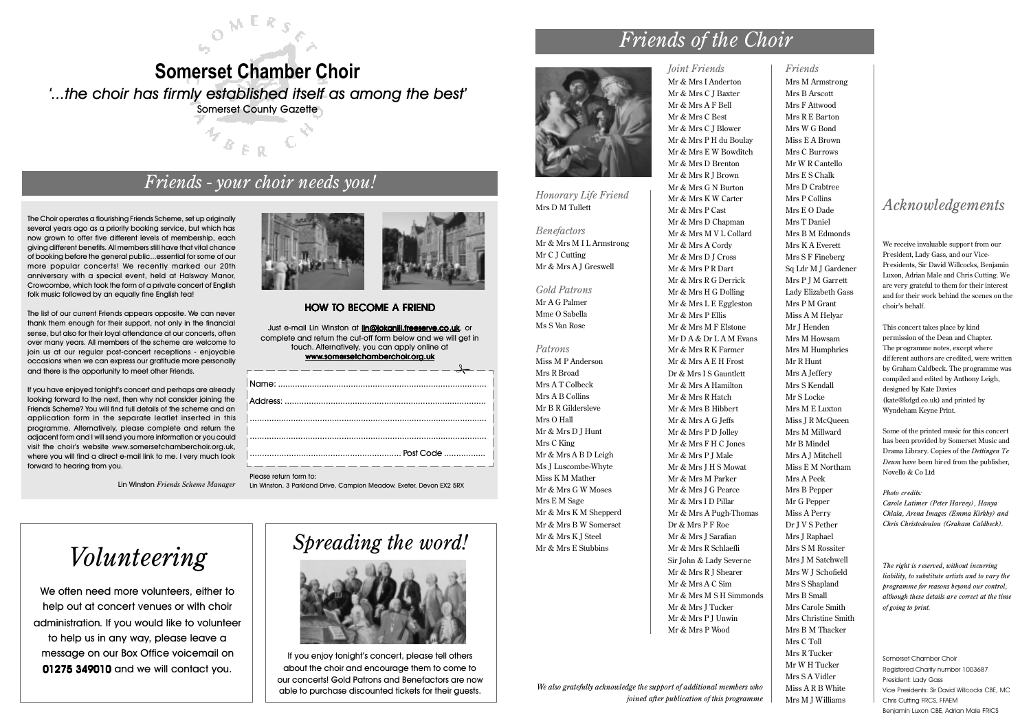# Somerset Chamber Choir

*'...the choir has firmly established itself as among the best'*

Somerset County Gazette

## Friends - your choir needs you!

The Choir operates a flourishing Friends Scheme, set up originally several years ago as a priority booking service, but which has now grown to offer five different levels of membership, each giving different benefits. All members still have that vital chance of booking before the general public...essential for some of our more popular concerts! We recently marked our 20th anniversary with a special event, held at Halsway Manor, Crowcombe, which took the form of a private concert of English folk music followed by an equally fine English tea!

The list of our current Friends appears opposite. We can never thank them enough for their support, not only in the financial sense, but also for their loyal attendance at our concerts, often over many years. All members of the scheme are welcome to join us at our regular post-concert receptions - enjoyable occasions when we can express our gratitude more personally and there is the opportunity to meet other Friends.

If you have enjoyed tonight's concert and perhaps are already looking forward to the next, then why not consider joining the Friends Scheme? You will find full details of the scheme and an application form in the separate leaflet inserted in this programme. Alternatively, please complete and return the adjacent form and I will send you more information or you could visit the choir's website www.somersetchamberchoir.org.uk, where you will find a direct e-mail link to me. I very much look forward to hearing from you.

Lin Winston *Friends Scheme Manager*

### HOW TO BECOME A FRIEND

Just e-mail Lin Winston at **lin@jokanlil.freeserve.co.uk**, or complete and return the cut-off form below and we will get in touch. Alternatively, you can apply online at **www.somersetchamberchoir.org.uk**

Name: ...................................................................................

Address: ................................................................................

..............................................................................................

..............................................................................................

.............................................................. Post Code .................

Please return form to:
Lin Winston, 3 Parkland Drive, Campion Meadow, Exeter, Devon EX2 5RX

# Volunteering

We often need more volunteers, either to help out at concert venues or with choir administration. If you would like to volunteer to help us in any way, please leave a message on our Box Office voicemail on **01275 349010** and we will contact you.

# Spreading the word!

If you enjoy tonight's concert, please tell others about the choir and encourage them to come to our concerts! Gold Patrons and Benefactors are now able to purchase discounted tickets for their guests.

## Friends of the Choir

*Honorary Life Friend*
Mrs D M Tullett

*Benefactors*
Mr & Mrs M I L Armstrong
Mr C J Cutting
Mr & Mrs A J Greswell

*Gold Patrons*
Mr A G Palmer
Mme O Sabella
Ms S Van Rose

*Patrons*
Miss M P Anderson
Mrs R Broad
Mrs A T Colbeck
Mrs A B Collins
Mr B R Gildersleve
Mrs O Hall
Mr & Mrs D J Hunt
Mrs C King
Mr & Mrs A B D Leigh
Ms J Luscombe-Whyte
Miss K M Mather
Mr & Mrs G W Moses
Mrs E M Sage
Mr & Mrs K M Shepperd
Mr & Mrs B W Somerset
Mr & Mrs K J Steel
Mr & Mrs E Stubbins

*Joint Friends*
Mr & Mrs I Anderton
Mr & Mrs C J Baxter
Mr & Mrs A F Bell
Mr & Mrs C Best
Mr & Mrs C J Blower
Mr & Mrs P H du Boulay
Mr & Mrs E W Bowditch
Mr & Mrs D Brenton
Mr & Mrs R J Brown
Mr & Mrs G N Burton
Mr & Mrs K W Carter
Mr & Mrs P Cast
Mr & Mrs D Chapman
Mr & Mrs M V L Collard
Mr & Mrs A Cordy
Mr & Mrs D J Cross
Mr & Mrs P R Dart
Mr & Mrs R G Derrick
Mr & Mrs H G Dolling
Mr & Mrs L E Eggleston
Mr & Mrs P Ellis
Mr & Mrs M F Elstone
Mr D A & Dr L A M Evans
Mr & Mrs R K Farmer
Mr & Mrs A E H Frost
Dr & Mrs I S Gauntlett
Mr & Mrs A Hamilton
Mr & Mrs R Hatch
Mr & Mrs B Hibbert
Mr & Mrs A G Jeffs
Mr & Mrs P D Jolley
Mr & Mrs F H C Jones
Mr & Mrs P J Male
Mr & Mrs J H S Mowat
Mr & Mrs M Parker
Mr & Mrs J G Pearce
Mr & Mrs I D Pillar
Mr & Mrs A Pugh-Thomas
Dr & Mrs P F Roe
Mr & Mrs J Sarafian
Mr & Mrs R Schlaefli
Sir John & Lady Severne
Mr & Mrs R J Shearer
Mr & Mrs A C Sim
Mr & Mrs M S H Simmonds
Mr & Mrs J Tucker
Mr & Mrs P J Unwin
Mr & Mrs P Wood

*Friends*
Mrs M Armstrong
Mrs B Arscott
Mrs F Attwood
Mrs R E Barton
Mrs W G Bond
Miss E A Brown
Mrs C Burrows
Mr W R Cantello
Mrs E S Chalk
Mrs D Crabtree
Mrs P Collins
Mrs E O Dade
Mrs T Daniel
Mrs B M Edmonds
Mrs K A Everett
Mrs S F Fineberg
Sq Ldr M J Gardener
Mrs P J M Garrett
Lady Elizabeth Gass
Mrs P M Grant
Miss A M Helyar
Mr J Henden
Mrs M Howsam
Mrs M Humphries
Mr R Hunt
Mrs A Jeffery
Mrs S Kendall
Mr S Locke
Mrs M E Luxton
Miss J R McQueen
Mrs M Millward
Mr B Mindel
Mrs A J Mitchell
Miss E M Northam
Mrs A Peek
Mrs B Pepper
Mr G Pepper
Miss A Perry
Dr J V S Pether
Mrs J Raphael
Mrs S M Rossiter
Mrs J M Satchwell
Mrs W J Schofield
Mrs S Shapland
Mrs B Small
Mrs Carole Smith
Mrs Christine Smith
Mrs B M Thacker
Mrs C Toll
Mrs R Tucker
Mr W H Tucker
Mrs S A Vidler
Miss A R B White
Mrs M J Williams

*We also gratefully acknowledge the support of additional members who joined after publication of this programme*

## Acknowledgements

We receive invaluable support from our President, Lady Gass, and our Vice-Presidents, Sir David Willcocks, Benjamin Luxon, Adrian Male and Chris Cutting. We are very grateful to them for their interest and for their work behind the scenes on the choir's behalf.

This concert takes place by kind permission of the Dean and Chapter. The programme notes, except where different authors are credited, were written by Graham Caldbeck. The programme was compiled and edited by Anthony Leigh, designed by Kate Davies (kate@kdgd.co.uk) and printed by Wyndeham Keyne Print.

Some of the printed music for this concert has been provided by Somerset Music and Drama Library. Copies of the *Dettingen Te Deum* have been hired from the publisher, Novello & Co Ltd

*Photo credits:*
*Carole Latimer (Peter Harvey), Hanya Chlala, Arena Images (Emma Kirkby) and Chris Christodoulou (Graham Caldbeck).*

*The right is reserved, without incurring liability, to substitute artists and to vary the programme for reasons beyond our control, although these details are correct at the time of going to print.*

Somerset Chamber Choir
Registered Charity number 1003687
President: Lady Gass
Vice Presidents: Sir David Willcocks CBE, MC
Chris Cutting FRCS, FFAEM
Benjamin Luxon CBE, Adrian Male FRICS